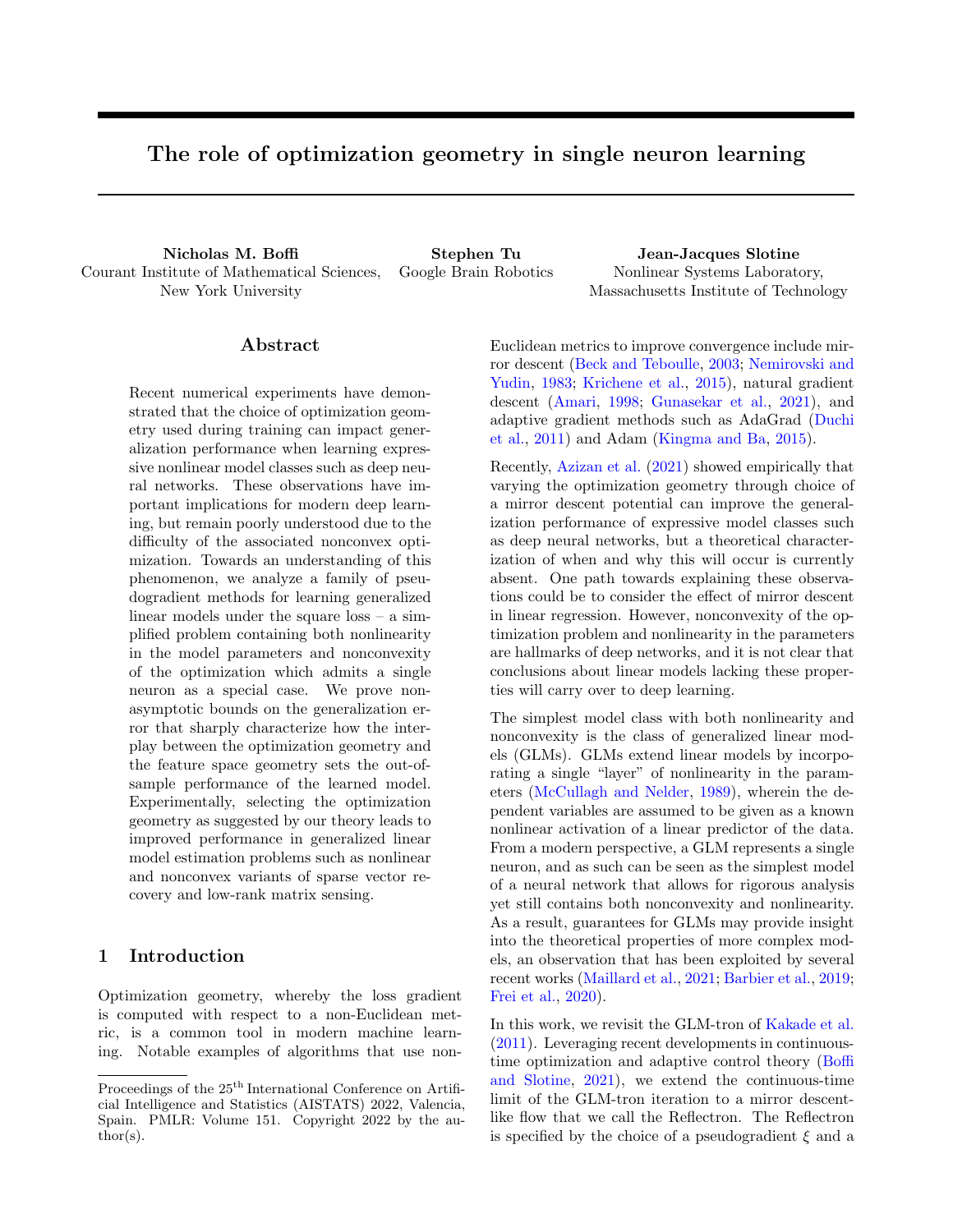# The role of optimization geometry in single neuron learning

**Nicholas M. Boffi**
Courant Institute of Mathematical Sciences, New York University

**Stephen Tu**
Google Brain Robotics

**Jean-Jacques Slotine**
Nonlinear Systems Laboratory, Massachusetts Institute of Technology

## Abstract

Recent numerical experiments have demonstrated that the choice of optimization geometry used during training can impact generalization performance when learning expressive nonlinear model classes such as deep neural networks. These observations have important implications for modern deep learning, but remain poorly understood due to the difficulty of the associated nonconvex optimization. Towards an understanding of this phenomenon, we analyze a family of pseudogradient methods for learning generalized linear models under the square loss – a simplified problem containing both nonlinearity in the model parameters and nonconvexity of the optimization which admits a single neuron as a special case. We prove non-asymptotic bounds on the generalization error that sharply characterize how the interplay between the optimization geometry and the feature space geometry sets the out-of-sample performance of the learned model. Experimentally, selecting the optimization geometry as suggested by our theory leads to improved performance in generalized linear model estimation problems such as nonlinear and nonconvex variants of sparse vector recovery and low-rank matrix sensing.

## 1 Introduction

Optimization geometry, whereby the loss gradient is computed with respect to a non-Euclidean metric, is a common tool in modern machine learning. Notable examples of algorithms that use non-Euclidean metrics to improve convergence include mirror descent (Beck and Teboulle, 2003; Nemirovski and Yudin, 1983; Krichene et al., 2015), natural gradient descent (Amari, 1998; Gunasekar et al., 2021), and adaptive gradient methods such as AdaGrad (Duchi et al., 2011) and Adam (Kingma and Ba, 2015).

Recently, Azizan et al. (2021) showed empirically that varying the optimization geometry through choice of a mirror descent potential can improve the generalization performance of expressive model classes such as deep neural networks, but a theoretical characterization of when and why this will occur is currently absent. One path towards explaining these observations could be to consider the effect of mirror descent in linear regression. However, nonconvexity of the optimization problem and nonlinearity in the parameters are hallmarks of deep networks, and it is not clear that conclusions about linear models lacking these properties will carry over to deep learning.

The simplest model class with both nonlinearity and nonconvexity is the class of generalized linear models (GLMs). GLMs extend linear models by incorporating a single "layer" of nonlinearity in the parameters (McCullagh and Nelder, 1989), wherein the dependent variables are assumed to be given as a known nonlinear activation of a linear predictor of the data. From a modern perspective, a GLM represents a single neuron, and as such can be seen as the simplest model of a neural network that allows for rigorous analysis yet still contains both nonconvexity and nonlinearity. As a result, guarantees for GLMs may provide insight into the theoretical properties of more complex models, an observation that has been exploited by several recent works (Maillard et al., 2021; Barbier et al., 2019; Frei et al., 2020).

In this work, we revisit the GLM-tron of Kakade et al. (2011). Leveraging recent developments in continuous-time optimization and adaptive control theory (Boffi and Slotine, 2021), we extend the continuous-time limit of the GLM-tron iteration to a mirror descent-like flow that we call the Reflectron. The Reflectron is specified by the choice of a pseudogradient $\xi$ and a

Proceedings of the 25[th] International Conference on Artificial Intelligence and Statistics (AISTATS) 2022, Valencia, Spain. PMLR: Volume 151. Copyright 2022 by the author(s).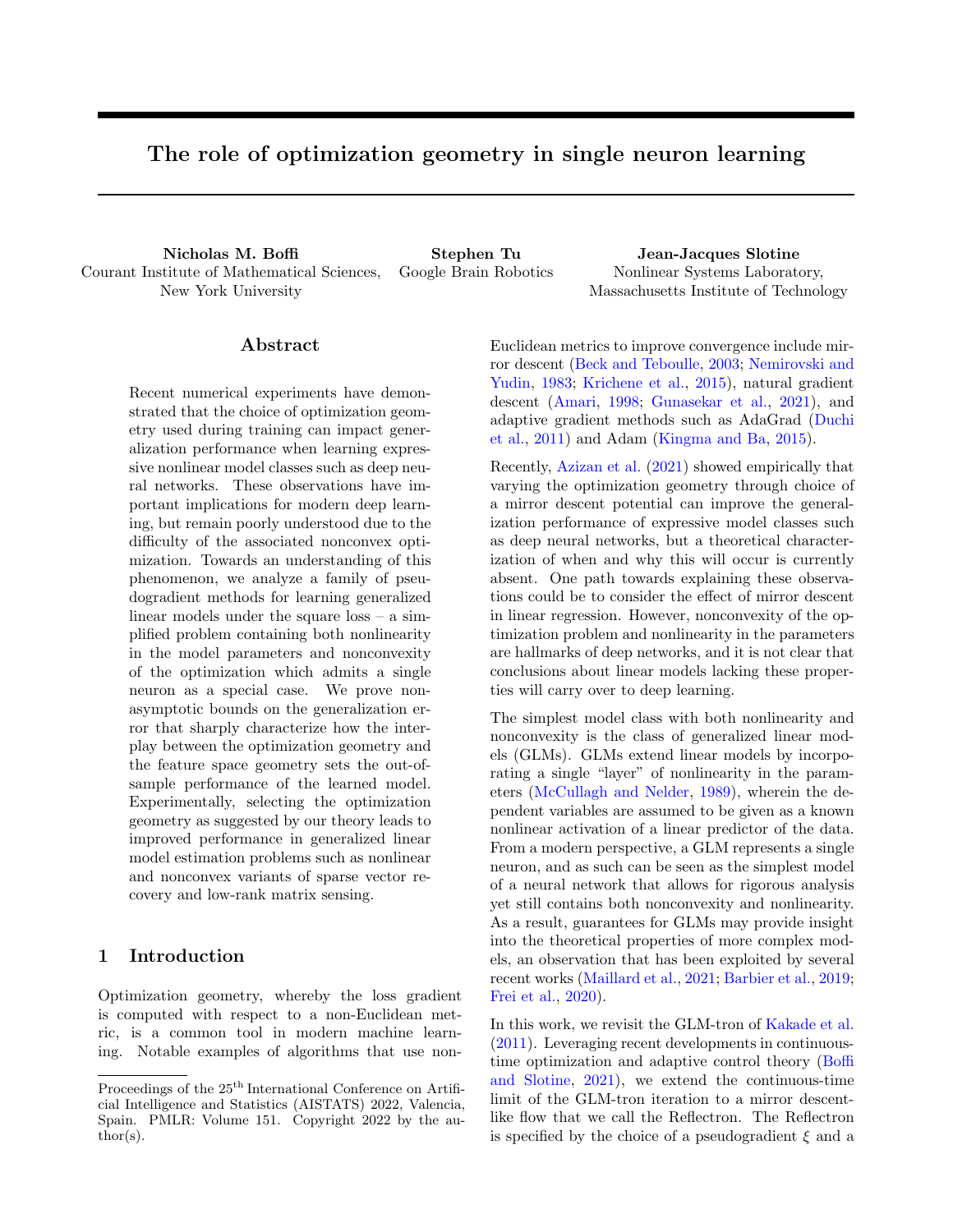# The role of optimization geometry in single neuron learning

**Nicholas M. Boffi**
Courant Institute of Mathematical Sciences,
New York University

**Stephen Tu**
Google Brain Robotics

**Jean-Jacques Slotine**
Nonlinear Systems Laboratory,
Massachusetts Institute of Technology

## Abstract

Recent numerical experiments have demonstrated that the choice of optimization geometry used during training can impact generalization performance when learning expressive nonlinear model classes such as deep neural networks. These observations have important implications for modern deep learning, but remain poorly understood due to the difficulty of the associated nonconvex optimization. Towards an understanding of this phenomenon, we analyze a family of pseudogradient methods for learning generalized linear models under the square loss – a simplified problem containing both nonlinearity in the model parameters and nonconvexity of the optimization which admits a single neuron as a special case. We prove non-asymptotic bounds on the generalization error that sharply characterize how the interplay between the optimization geometry and the feature space geometry sets the out-of-sample performance of the learned model. Experimentally, selecting the optimization geometry as suggested by our theory leads to improved performance in generalized linear model estimation problems such as nonlinear and nonconvex variants of sparse vector recovery and low-rank matrix sensing.

## 1 Introduction

Optimization geometry, whereby the loss gradient is computed with respect to a non-Euclidean metric, is a common tool in modern machine learning. Notable examples of algorithms that use non-Euclidean metrics to improve convergence include mirror descent (Beck and Teboulle, 2003; Nemirovski and Yudin, 1983; Krichene et al., 2015), natural gradient descent (Amari, 1998; Gunasekar et al., 2021), and adaptive gradient methods such as AdaGrad (Duchi et al., 2011) and Adam (Kingma and Ba, 2015).

Recently, Azizan et al. (2021) showed empirically that varying the optimization geometry through choice of a mirror descent potential can improve the generalization performance of expressive model classes such as deep neural networks, but a theoretical characterization of when and why this will occur is currently absent. One path towards explaining these observations could be to consider the effect of mirror descent in linear regression. However, nonconvexity of the optimization problem and nonlinearity in the parameters are hallmarks of deep networks, and it is not clear that conclusions about linear models lacking these properties will carry over to deep learning.

The simplest model class with both nonlinearity and nonconvexity is the class of generalized linear models (GLMs). GLMs extend linear models by incorporating a single "layer" of nonlinearity in the parameters (McCullagh and Nelder, 1989), wherein the dependent variables are assumed to be given as a known nonlinear activation of a linear predictor of the data. From a modern perspective, a GLM represents a single neuron, and as such can be seen as the simplest model of a neural network that allows for rigorous analysis yet still contains both nonconvexity and nonlinearity. As a result, guarantees for GLMs may provide insight into the theoretical properties of more complex models, an observation that has been exploited by several recent works (Maillard et al., 2021; Barbier et al., 2019; Frei et al., 2020).

In this work, we revisit the GLM-tron of Kakade et al. (2011). Leveraging recent developments in continuous-time optimization and adaptive control theory (Boffi and Slotine, 2021), we extend the continuous-time limit of the GLM-tron iteration to a mirror descent-like flow that we call the Reflectron. The Reflectron is specified by the choice of a pseudogradient $\xi$ and a

Proceedings of the 25[th] International Conference on Artificial Intelligence and Statistics (AISTATS) 2022, Valencia, Spain. PMLR: Volume 151. Copyright 2022 by the author(s).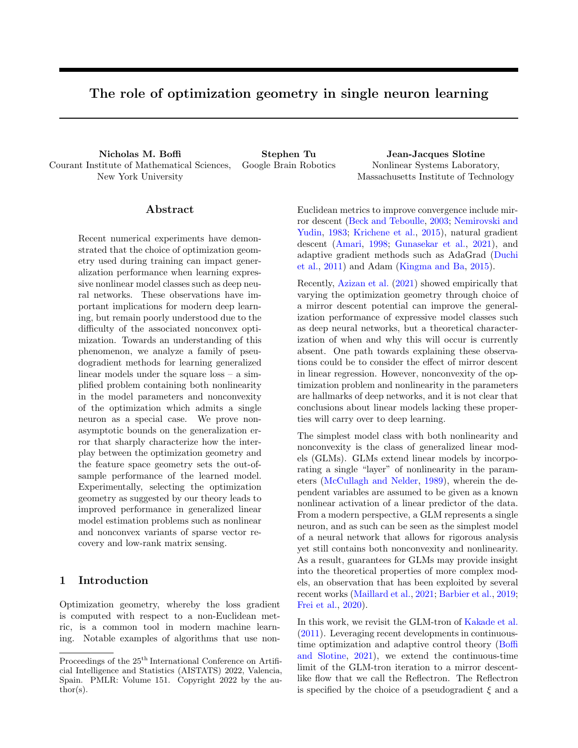# The role of optimization geometry in single neuron learning

**Nicholas M. Boffi**
Courant Institute of Mathematical Sciences,
New York University

**Stephen Tu**
Google Brain Robotics

**Jean-Jacques Slotine**
Nonlinear Systems Laboratory,
Massachusetts Institute of Technology

## Abstract

Recent numerical experiments have demonstrated that the choice of optimization geometry used during training can impact generalization performance when learning expressive nonlinear model classes such as deep neural networks. These observations have important implications for modern deep learning, but remain poorly understood due to the difficulty of the associated nonconvex optimization. Towards an understanding of this phenomenon, we analyze a family of pseudogradient methods for learning generalized linear models under the square loss – a simplified problem containing both nonlinearity in the model parameters and nonconvexity of the optimization which admits a single neuron as a special case. We prove non-asymptotic bounds on the generalization error that sharply characterize how the interplay between the optimization geometry and the feature space geometry sets the out-of-sample performance of the learned model. Experimentally, selecting the optimization geometry as suggested by our theory leads to improved performance in generalized linear model estimation problems such as nonlinear and nonconvex variants of sparse vector recovery and low-rank matrix sensing.

## 1 Introduction

Optimization geometry, whereby the loss gradient is computed with respect to a non-Euclidean metric, is a common tool in modern machine learning. Notable examples of algorithms that use non-Euclidean metrics to improve convergence include mirror descent (Beck and Teboulle, 2003; Nemirovski and Yudin, 1983; Krichene et al., 2015), natural gradient descent (Amari, 1998; Gunasekar et al., 2021), and adaptive gradient methods such as AdaGrad (Duchi et al., 2011) and Adam (Kingma and Ba, 2015).

Recently, Azizan et al. (2021) showed empirically that varying the optimization geometry through choice of a mirror descent potential can improve the generalization performance of expressive model classes such as deep neural networks, but a theoretical characterization of when and why this will occur is currently absent. One path towards explaining these observations could be to consider the effect of mirror descent in linear regression. However, nonconvexity of the optimization problem and nonlinearity in the parameters are hallmarks of deep networks, and it is not clear that conclusions about linear models lacking these properties will carry over to deep learning.

The simplest model class with both nonlinearity and nonconvexity is the class of generalized linear models (GLMs). GLMs extend linear models by incorporating a single "layer" of nonlinearity in the parameters (McCullagh and Nelder, 1989), wherein the dependent variables are assumed to be given as a known nonlinear activation of a linear predictor of the data. From a modern perspective, a GLM represents a single neuron, and as such can be seen as the simplest model of a neural network that allows for rigorous analysis yet still contains both nonconvexity and nonlinearity. As a result, guarantees for GLMs may provide insight into the theoretical properties of more complex models, an observation that has been exploited by several recent works (Maillard et al., 2021; Barbier et al., 2019; Frei et al., 2020).

In this work, we revisit the GLM-tron of Kakade et al. (2011). Leveraging recent developments in continuous-time optimization and adaptive control theory (Boffi and Slotine, 2021), we extend the continuous-time limit of the GLM-tron iteration to a mirror descent-like flow that we call the Reflectron. The Reflectron is specified by the choice of a pseudogradient $\xi$ and a

Proceedings of the 25[th] International Conference on Artificial Intelligence and Statistics (AISTATS) 2022, Valencia, Spain. PMLR: Volume 151. Copyright 2022 by the author(s).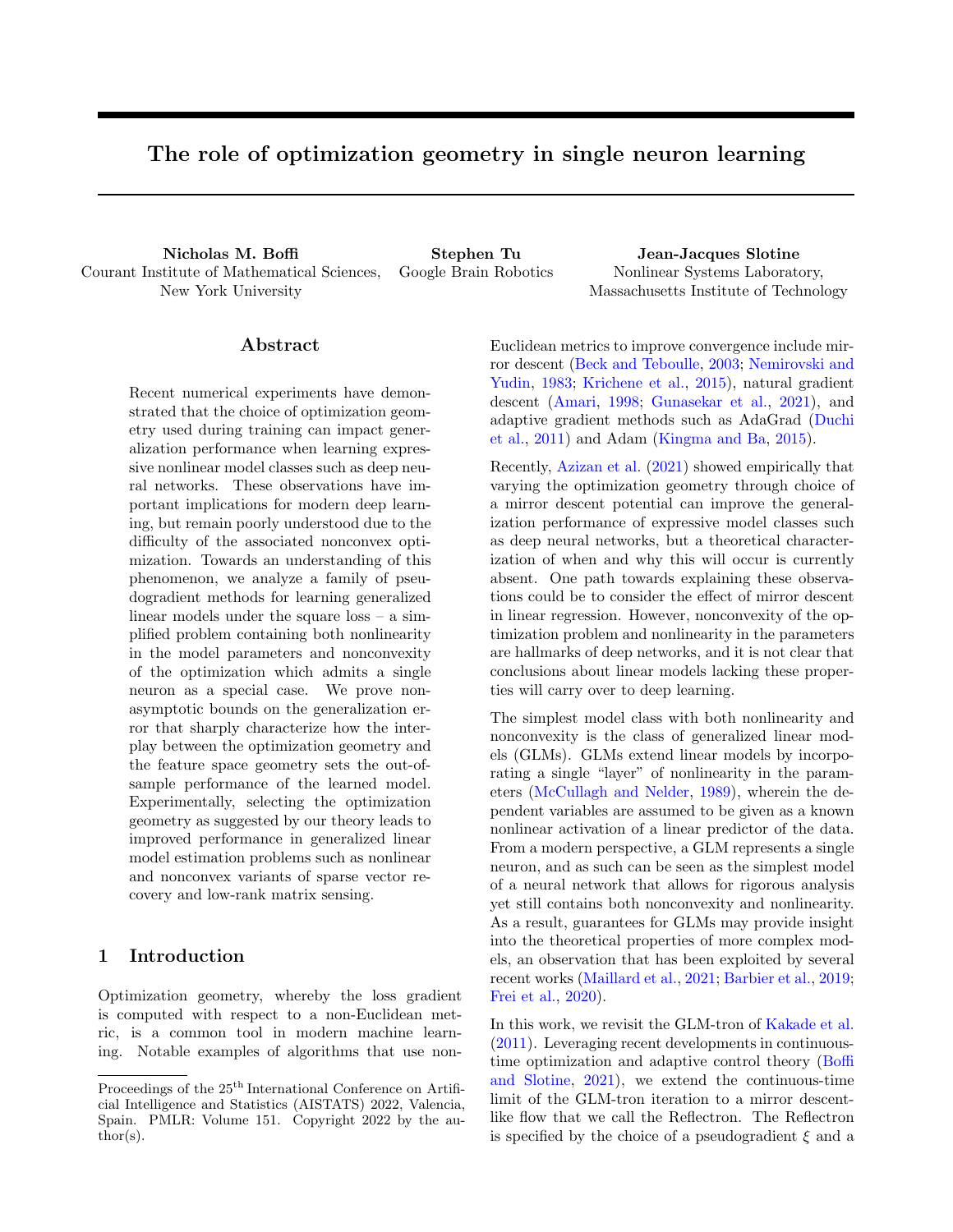# The role of optimization geometry in single neuron learning

**Nicholas M. Boffi**
Courant Institute of Mathematical Sciences,
New York University

**Stephen Tu**
Google Brain Robotics

**Jean-Jacques Slotine**
Nonlinear Systems Laboratory,
Massachusetts Institute of Technology

## Abstract

Recent numerical experiments have demonstrated that the choice of optimization geometry used during training can impact generalization performance when learning expressive nonlinear model classes such as deep neural networks. These observations have important implications for modern deep learning, but remain poorly understood due to the difficulty of the associated nonconvex optimization. Towards an understanding of this phenomenon, we analyze a family of pseudogradient methods for learning generalized linear models under the square loss – a simplified problem containing both nonlinearity in the model parameters and nonconvexity of the optimization which admits a single neuron as a special case. We prove non-asymptotic bounds on the generalization error that sharply characterize how the interplay between the optimization geometry and the feature space geometry sets the out-of-sample performance of the learned model. Experimentally, selecting the optimization geometry as suggested by our theory leads to improved performance in generalized linear model estimation problems such as nonlinear and nonconvex variants of sparse vector recovery and low-rank matrix sensing.

## 1 Introduction

Optimization geometry, whereby the loss gradient is computed with respect to a non-Euclidean metric, is a common tool in modern machine learning. Notable examples of algorithms that use non-Euclidean metrics to improve convergence include mirror descent (Beck and Teboulle, 2003; Nemirovski and Yudin, 1983; Krichene et al., 2015), natural gradient descent (Amari, 1998; Gunasekar et al., 2021), and adaptive gradient methods such as AdaGrad (Duchi et al., 2011) and Adam (Kingma and Ba, 2015).

Recently, Azizan et al. (2021) showed empirically that varying the optimization geometry through choice of a mirror descent potential can improve the generalization performance of expressive model classes such as deep neural networks, but a theoretical characterization of when and why this will occur is currently absent. One path towards explaining these observations could be to consider the effect of mirror descent in linear regression. However, nonconvexity of the optimization problem and nonlinearity in the parameters are hallmarks of deep networks, and it is not clear that conclusions about linear models lacking these properties will carry over to deep learning.

The simplest model class with both nonlinearity and nonconvexity is the class of generalized linear models (GLMs). GLMs extend linear models by incorporating a single "layer" of nonlinearity in the parameters (McCullagh and Nelder, 1989), wherein the dependent variables are assumed to be given as a known nonlinear activation of a linear predictor of the data. From a modern perspective, a GLM represents a single neuron, and as such can be seen as the simplest model of a neural network that allows for rigorous analysis yet still contains both nonconvexity and nonlinearity. As a result, guarantees for GLMs may provide insight into the theoretical properties of more complex models, an observation that has been exploited by several recent works (Maillard et al., 2021; Barbier et al., 2019; Frei et al., 2020).

In this work, we revisit the GLM-tron of Kakade et al. (2011). Leveraging recent developments in continuous-time optimization and adaptive control theory (Boffi and Slotine, 2021), we extend the continuous-time limit of the GLM-tron iteration to a mirror descent-like flow that we call the Reflectron. The Reflectron is specified by the choice of a pseudogradient $\xi$ and a

Proceedings of the 25[th] International Conference on Artificial Intelligence and Statistics (AISTATS) 2022, Valencia, Spain. PMLR: Volume 151. Copyright 2022 by the author(s).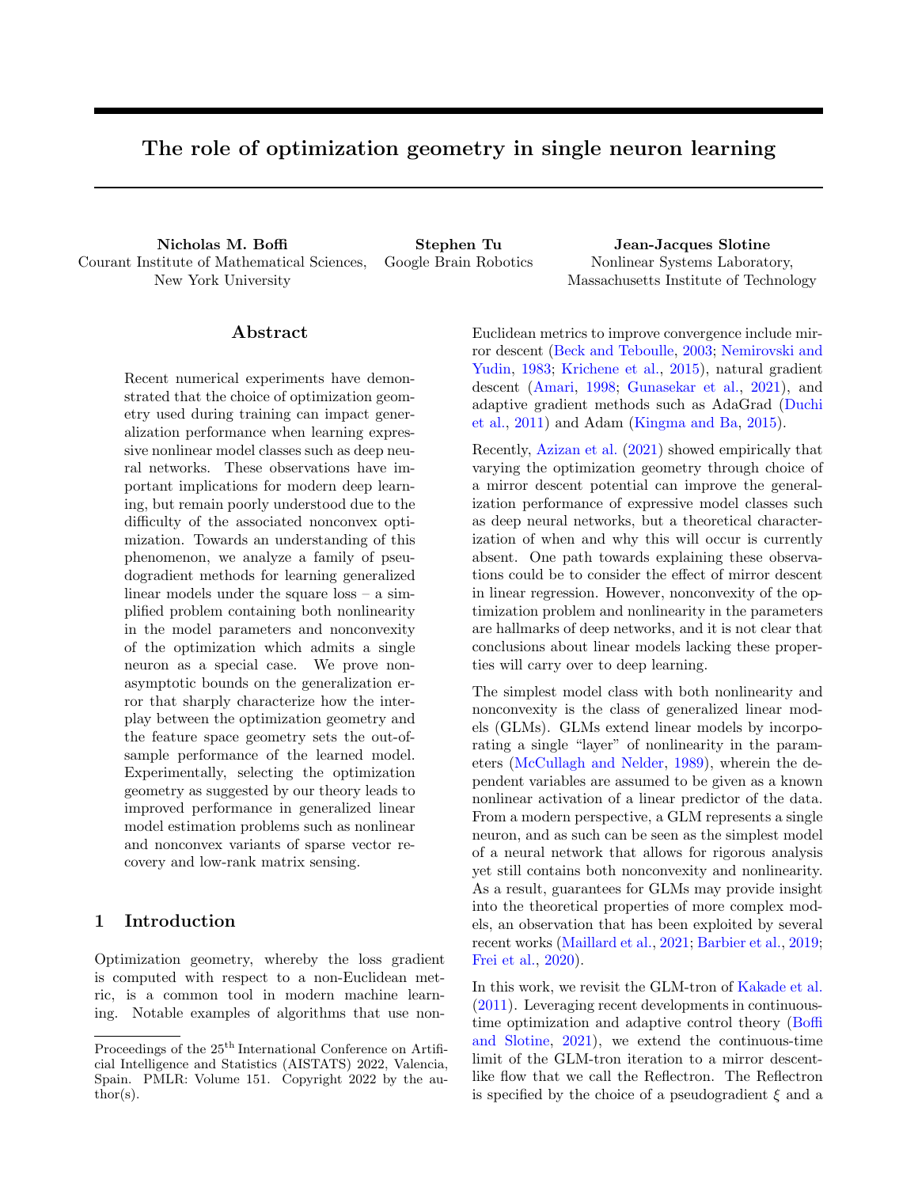# The role of optimization geometry in single neuron learning

**Nicholas M. Boffi**
Courant Institute of Mathematical Sciences, New York University

**Stephen Tu**
Google Brain Robotics

**Jean-Jacques Slotine**
Nonlinear Systems Laboratory, Massachusetts Institute of Technology

## Abstract

Recent numerical experiments have demonstrated that the choice of optimization geometry used during training can impact generalization performance when learning expressive nonlinear model classes such as deep neural networks. These observations have important implications for modern deep learning, but remain poorly understood due to the difficulty of the associated nonconvex optimization. Towards an understanding of this phenomenon, we analyze a family of pseudogradient methods for learning generalized linear models under the square loss – a simplified problem containing both nonlinearity in the model parameters and nonconvexity of the optimization which admits a single neuron as a special case. We prove non-asymptotic bounds on the generalization error that sharply characterize how the interplay between the optimization geometry and the feature space geometry sets the out-of-sample performance of the learned model. Experimentally, selecting the optimization geometry as suggested by our theory leads to improved performance in generalized linear model estimation problems such as nonlinear and nonconvex variants of sparse vector recovery and low-rank matrix sensing.

## 1 Introduction

Optimization geometry, whereby the loss gradient is computed with respect to a non-Euclidean metric, is a common tool in modern machine learning. Notable examples of algorithms that use non-Euclidean metrics to improve convergence include mirror descent (Beck and Teboulle, 2003; Nemirovski and Yudin, 1983; Krichene et al., 2015), natural gradient descent (Amari, 1998; Gunasekar et al., 2021), and adaptive gradient methods such as AdaGrad (Duchi et al., 2011) and Adam (Kingma and Ba, 2015).

Recently, Azizan et al. (2021) showed empirically that varying the optimization geometry through choice of a mirror descent potential can improve the generalization performance of expressive model classes such as deep neural networks, but a theoretical characterization of when and why this will occur is currently absent. One path towards explaining these observations could be to consider the effect of mirror descent in linear regression. However, nonconvexity of the optimization problem and nonlinearity in the parameters are hallmarks of deep networks, and it is not clear that conclusions about linear models lacking these properties will carry over to deep learning.

The simplest model class with both nonlinearity and nonconvexity is the class of generalized linear models (GLMs). GLMs extend linear models by incorporating a single "layer" of nonlinearity in the parameters (McCullagh and Nelder, 1989), wherein the dependent variables are assumed to be given as a known nonlinear activation of a linear predictor of the data. From a modern perspective, a GLM represents a single neuron, and as such can be seen as the simplest model of a neural network that allows for rigorous analysis yet still contains both nonconvexity and nonlinearity. As a result, guarantees for GLMs may provide insight into the theoretical properties of more complex models, an observation that has been exploited by several recent works (Maillard et al., 2021; Barbier et al., 2019; Frei et al., 2020).

In this work, we revisit the GLM-tron of Kakade et al. (2011). Leveraging recent developments in continuous-time optimization and adaptive control theory (Boffi and Slotine, 2021), we extend the continuous-time limit of the GLM-tron iteration to a mirror descent-like flow that we call the Reflectron. The Reflectron is specified by the choice of a pseudogradient $\xi$ and a

Proceedings of the 25[th] International Conference on Artificial Intelligence and Statistics (AISTATS) 2022, Valencia, Spain. PMLR: Volume 151. Copyright 2022 by the author(s).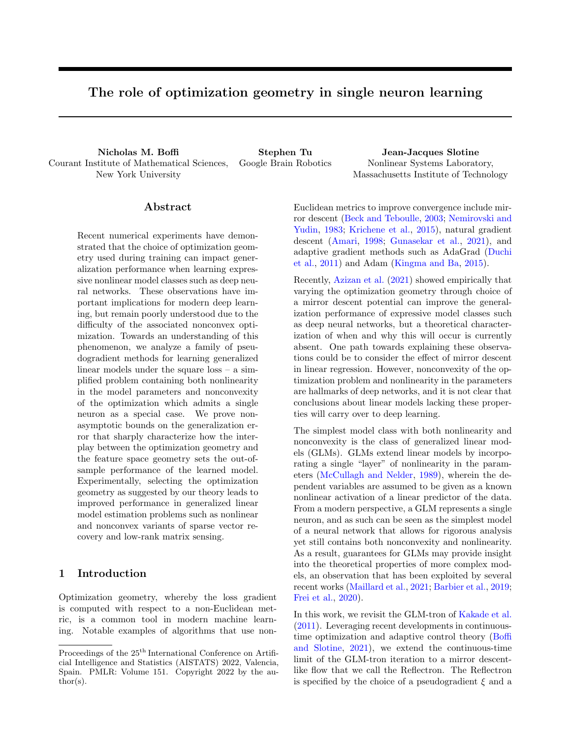# The role of optimization geometry in single neuron learning

**Nicholas M. Boffi**
Courant Institute of Mathematical Sciences,
New York University

**Stephen Tu**
Google Brain Robotics

**Jean-Jacques Slotine**
Nonlinear Systems Laboratory,
Massachusetts Institute of Technology

## Abstract

Recent numerical experiments have demonstrated that the choice of optimization geometry used during training can impact generalization performance when learning expressive nonlinear model classes such as deep neural networks. These observations have important implications for modern deep learning, but remain poorly understood due to the difficulty of the associated nonconvex optimization. Towards an understanding of this phenomenon, we analyze a family of pseudogradient methods for learning generalized linear models under the square loss – a simplified problem containing both nonlinearity in the model parameters and nonconvexity of the optimization which admits a single neuron as a special case. We prove non-asymptotic bounds on the generalization error that sharply characterize how the interplay between the optimization geometry and the feature space geometry sets the out-of-sample performance of the learned model. Experimentally, selecting the optimization geometry as suggested by our theory leads to improved performance in generalized linear model estimation problems such as nonlinear and nonconvex variants of sparse vector recovery and low-rank matrix sensing.

## 1 Introduction

Optimization geometry, whereby the loss gradient is computed with respect to a non-Euclidean metric, is a common tool in modern machine learning. Notable examples of algorithms that use non-Euclidean metrics to improve convergence include mirror descent (Beck and Teboulle, 2003; Nemirovski and Yudin, 1983; Krichene et al., 2015), natural gradient descent (Amari, 1998; Gunasekar et al., 2021), and adaptive gradient methods such as AdaGrad (Duchi et al., 2011) and Adam (Kingma and Ba, 2015).

Recently, Azizan et al. (2021) showed empirically that varying the optimization geometry through choice of a mirror descent potential can improve the generalization performance of expressive model classes such as deep neural networks, but a theoretical characterization of when and why this will occur is currently absent. One path towards explaining these observations could be to consider the effect of mirror descent in linear regression. However, nonconvexity of the optimization problem and nonlinearity in the parameters are hallmarks of deep networks, and it is not clear that conclusions about linear models lacking these properties will carry over to deep learning.

The simplest model class with both nonlinearity and nonconvexity is the class of generalized linear models (GLMs). GLMs extend linear models by incorporating a single "layer" of nonlinearity in the parameters (McCullagh and Nelder, 1989), wherein the dependent variables are assumed to be given as a known nonlinear activation of a linear predictor of the data. From a modern perspective, a GLM represents a single neuron, and as such can be seen as the simplest model of a neural network that allows for rigorous analysis yet still contains both nonconvexity and nonlinearity. As a result, guarantees for GLMs may provide insight into the theoretical properties of more complex models, an observation that has been exploited by several recent works (Maillard et al., 2021; Barbier et al., 2019; Frei et al., 2020).

In this work, we revisit the GLM-tron of Kakade et al. (2011). Leveraging recent developments in continuous-time optimization and adaptive control theory (Boffi and Slotine, 2021), we extend the continuous-time limit of the GLM-tron iteration to a mirror descent-like flow that we call the Reflectron. The Reflectron is specified by the choice of a pseudogradient $\xi$ and a

Proceedings of the 25[th] International Conference on Artificial Intelligence and Statistics (AISTATS) 2022, Valencia, Spain. PMLR: Volume 151. Copyright 2022 by the author(s).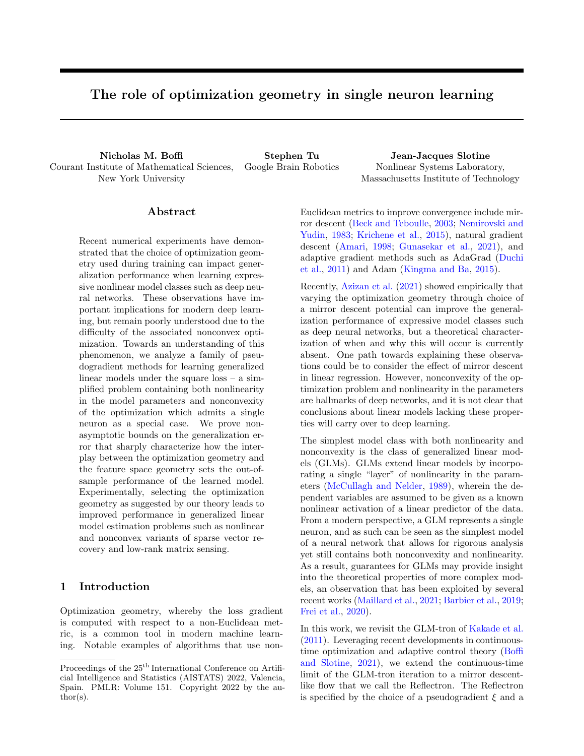# The role of optimization geometry in single neuron learning

**Nicholas M. Boffi**
Courant Institute of Mathematical Sciences,
New York University

**Stephen Tu**
Google Brain Robotics

**Jean-Jacques Slotine**
Nonlinear Systems Laboratory,
Massachusetts Institute of Technology

## Abstract

Recent numerical experiments have demonstrated that the choice of optimization geometry used during training can impact generalization performance when learning expressive nonlinear model classes such as deep neural networks. These observations have important implications for modern deep learning, but remain poorly understood due to the difficulty of the associated nonconvex optimization. Towards an understanding of this phenomenon, we analyze a family of pseudogradient methods for learning generalized linear models under the square loss – a simplified problem containing both nonlinearity in the model parameters and nonconvexity of the optimization which admits a single neuron as a special case. We prove non-asymptotic bounds on the generalization error that sharply characterize how the interplay between the optimization geometry and the feature space geometry sets the out-of-sample performance of the learned model. Experimentally, selecting the optimization geometry as suggested by our theory leads to improved performance in generalized linear model estimation problems such as nonlinear and nonconvex variants of sparse vector recovery and low-rank matrix sensing.

## 1 Introduction

Optimization geometry, whereby the loss gradient is computed with respect to a non-Euclidean metric, is a common tool in modern machine learning. Notable examples of algorithms that use non-Euclidean metrics to improve convergence include mirror descent (Beck and Teboulle, 2003; Nemirovski and Yudin, 1983; Krichene et al., 2015), natural gradient descent (Amari, 1998; Gunasekar et al., 2021), and adaptive gradient methods such as AdaGrad (Duchi et al., 2011) and Adam (Kingma and Ba, 2015).

Recently, Azizan et al. (2021) showed empirically that varying the optimization geometry through choice of a mirror descent potential can improve the generalization performance of expressive model classes such as deep neural networks, but a theoretical characterization of when and why this will occur is currently absent. One path towards explaining these observations could be to consider the effect of mirror descent in linear regression. However, nonconvexity of the optimization problem and nonlinearity in the parameters are hallmarks of deep networks, and it is not clear that conclusions about linear models lacking these properties will carry over to deep learning.

The simplest model class with both nonlinearity and nonconvexity is the class of generalized linear models (GLMs). GLMs extend linear models by incorporating a single "layer" of nonlinearity in the parameters (McCullagh and Nelder, 1989), wherein the dependent variables are assumed to be given as a known nonlinear activation of a linear predictor of the data. From a modern perspective, a GLM represents a single neuron, and as such can be seen as the simplest model of a neural network that allows for rigorous analysis yet still contains both nonconvexity and nonlinearity. As a result, guarantees for GLMs may provide insight into the theoretical properties of more complex models, an observation that has been exploited by several recent works (Maillard et al., 2021; Barbier et al., 2019; Frei et al., 2020).

In this work, we revisit the GLM-tron of Kakade et al. (2011). Leveraging recent developments in continuous-time optimization and adaptive control theory (Boffi and Slotine, 2021), we extend the continuous-time limit of the GLM-tron iteration to a mirror descent-like flow that we call the Reflectron. The Reflectron is specified by the choice of a pseudogradient $\xi$ and a

Proceedings of the 25[th] International Conference on Artificial Intelligence and Statistics (AISTATS) 2022, Valencia, Spain. PMLR: Volume 151. Copyright 2022 by the author(s).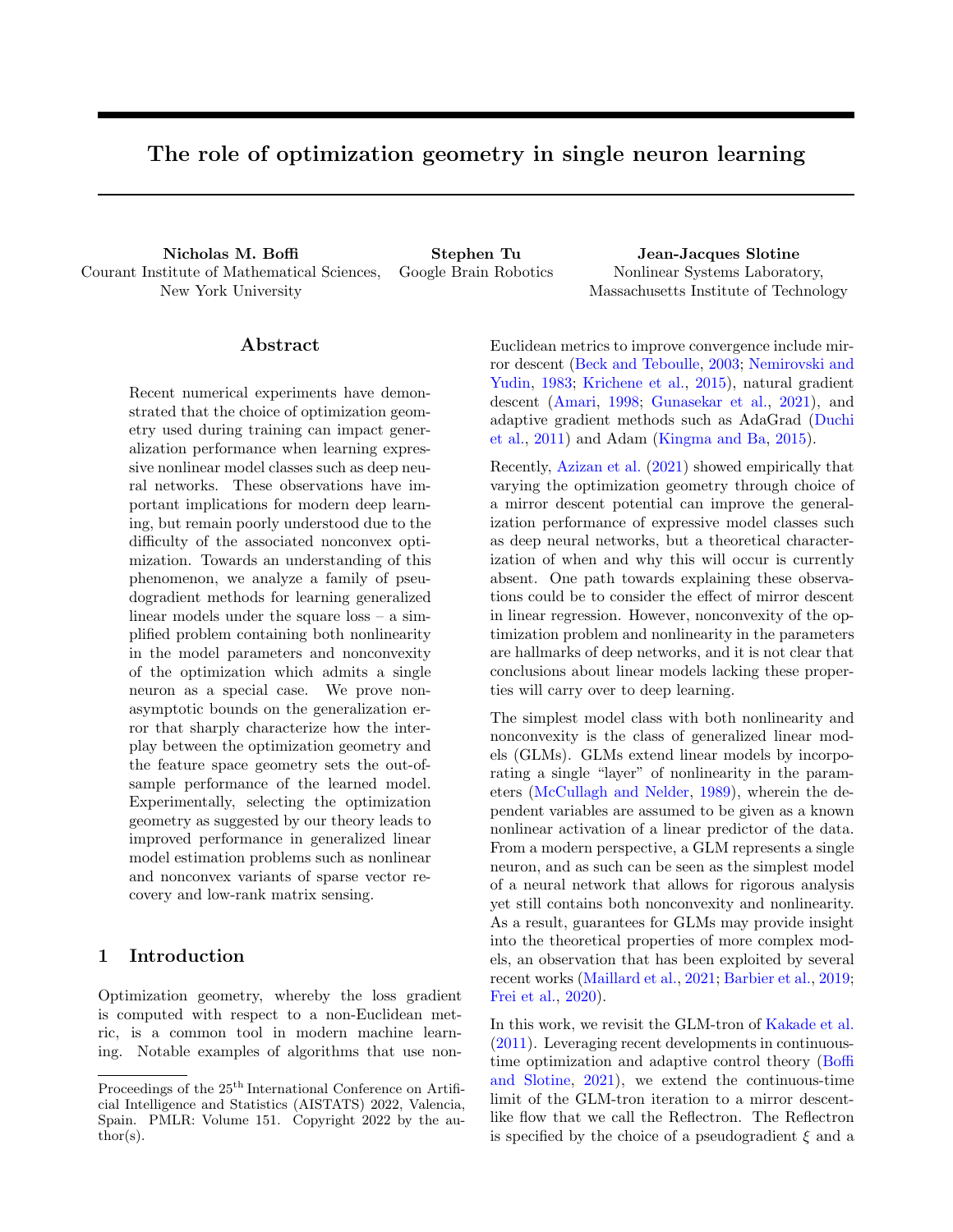# The role of optimization geometry in single neuron learning

**Nicholas M. Boffi**
Courant Institute of Mathematical Sciences,
New York University

**Stephen Tu**
Google Brain Robotics

**Jean-Jacques Slotine**
Nonlinear Systems Laboratory,
Massachusetts Institute of Technology

## Abstract

Recent numerical experiments have demonstrated that the choice of optimization geometry used during training can impact generalization performance when learning expressive nonlinear model classes such as deep neural networks. These observations have important implications for modern deep learning, but remain poorly understood due to the difficulty of the associated nonconvex optimization. Towards an understanding of this phenomenon, we analyze a family of pseudogradient methods for learning generalized linear models under the square loss – a simplified problem containing both nonlinearity in the model parameters and nonconvexity of the optimization which admits a single neuron as a special case. We prove non-asymptotic bounds on the generalization error that sharply characterize how the interplay between the optimization geometry and the feature space geometry sets the out-of-sample performance of the learned model. Experimentally, selecting the optimization geometry as suggested by our theory leads to improved performance in generalized linear model estimation problems such as nonlinear and nonconvex variants of sparse vector recovery and low-rank matrix sensing.

## 1 Introduction

Optimization geometry, whereby the loss gradient is computed with respect to a non-Euclidean metric, is a common tool in modern machine learning. Notable examples of algorithms that use non-Euclidean metrics to improve convergence include mirror descent (Beck and Teboulle, 2003; Nemirovski and Yudin, 1983; Krichene et al., 2015), natural gradient descent (Amari, 1998; Gunasekar et al., 2021), and adaptive gradient methods such as AdaGrad (Duchi et al., 2011) and Adam (Kingma and Ba, 2015).

Recently, Azizan et al. (2021) showed empirically that varying the optimization geometry through choice of a mirror descent potential can improve the generalization performance of expressive model classes such as deep neural networks, but a theoretical characterization of when and why this will occur is currently absent. One path towards explaining these observations could be to consider the effect of mirror descent in linear regression. However, nonconvexity of the optimization problem and nonlinearity in the parameters are hallmarks of deep networks, and it is not clear that conclusions about linear models lacking these properties will carry over to deep learning.

The simplest model class with both nonlinearity and nonconvexity is the class of generalized linear models (GLMs). GLMs extend linear models by incorporating a single "layer" of nonlinearity in the parameters (McCullagh and Nelder, 1989), wherein the dependent variables are assumed to be given as a known nonlinear activation of a linear predictor of the data. From a modern perspective, a GLM represents a single neuron, and as such can be seen as the simplest model of a neural network that allows for rigorous analysis yet still contains both nonconvexity and nonlinearity. As a result, guarantees for GLMs may provide insight into the theoretical properties of more complex models, an observation that has been exploited by several recent works (Maillard et al., 2021; Barbier et al., 2019; Frei et al., 2020).

In this work, we revisit the GLM-tron of Kakade et al. (2011). Leveraging recent developments in continuous-time optimization and adaptive control theory (Boffi and Slotine, 2021), we extend the continuous-time limit of the GLM-tron iteration to a mirror descent-like flow that we call the Reflectron. The Reflectron is specified by the choice of a pseudogradient $\xi$ and a

Proceedings of the 25[th] International Conference on Artificial Intelligence and Statistics (AISTATS) 2022, Valencia, Spain. PMLR: Volume 151. Copyright 2022 by the author(s).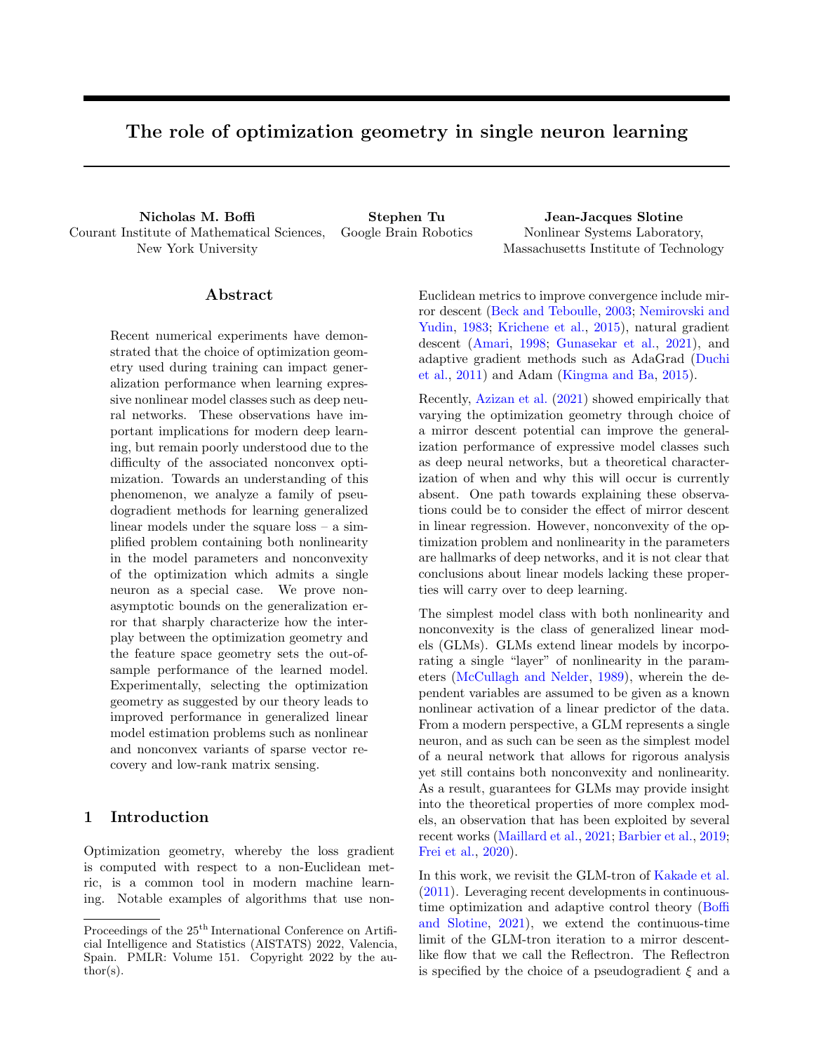# The role of optimization geometry in single neuron learning

**Nicholas M. Boffi**
Courant Institute of Mathematical Sciences, New York University

**Stephen Tu**
Google Brain Robotics

**Jean-Jacques Slotine**
Nonlinear Systems Laboratory, Massachusetts Institute of Technology

## Abstract

Recent numerical experiments have demonstrated that the choice of optimization geometry used during training can impact generalization performance when learning expressive nonlinear model classes such as deep neural networks. These observations have important implications for modern deep learning, but remain poorly understood due to the difficulty of the associated nonconvex optimization. Towards an understanding of this phenomenon, we analyze a family of pseudogradient methods for learning generalized linear models under the square loss – a simplified problem containing both nonlinearity in the model parameters and nonconvexity of the optimization which admits a single neuron as a special case. We prove non-asymptotic bounds on the generalization error that sharply characterize how the interplay between the optimization geometry and the feature space geometry sets the out-of-sample performance of the learned model. Experimentally, selecting the optimization geometry as suggested by our theory leads to improved performance in generalized linear model estimation problems such as nonlinear and nonconvex variants of sparse vector recovery and low-rank matrix sensing.

## 1 Introduction

Optimization geometry, whereby the loss gradient is computed with respect to a non-Euclidean metric, is a common tool in modern machine learning. Notable examples of algorithms that use non-Euclidean metrics to improve convergence include mirror descent (Beck and Teboulle, 2003; Nemirovski and Yudin, 1983; Krichene et al., 2015), natural gradient descent (Amari, 1998; Gunasekar et al., 2021), and adaptive gradient methods such as AdaGrad (Duchi et al., 2011) and Adam (Kingma and Ba, 2015).

Recently, Azizan et al. (2021) showed empirically that varying the optimization geometry through choice of a mirror descent potential can improve the generalization performance of expressive model classes such as deep neural networks, but a theoretical characterization of when and why this will occur is currently absent. One path towards explaining these observations could be to consider the effect of mirror descent in linear regression. However, nonconvexity of the optimization problem and nonlinearity in the parameters are hallmarks of deep networks, and it is not clear that conclusions about linear models lacking these properties will carry over to deep learning.

The simplest model class with both nonlinearity and nonconvexity is the class of generalized linear models (GLMs). GLMs extend linear models by incorporating a single "layer" of nonlinearity in the parameters (McCullagh and Nelder, 1989), wherein the dependent variables are assumed to be given as a known nonlinear activation of a linear predictor of the data. From a modern perspective, a GLM represents a single neuron, and as such can be seen as the simplest model of a neural network that allows for rigorous analysis yet still contains both nonconvexity and nonlinearity. As a result, guarantees for GLMs may provide insight into the theoretical properties of more complex models, an observation that has been exploited by several recent works (Maillard et al., 2021; Barbier et al., 2019; Frei et al., 2020).

In this work, we revisit the GLM-tron of Kakade et al. (2011). Leveraging recent developments in continuous-time optimization and adaptive control theory (Boffi and Slotine, 2021), we extend the continuous-time limit of the GLM-tron iteration to a mirror descent-like flow that we call the Reflectron. The Reflectron is specified by the choice of a pseudogradient $\xi$ and a

Proceedings of the 25[th] International Conference on Artificial Intelligence and Statistics (AISTATS) 2022, Valencia, Spain. PMLR: Volume 151. Copyright 2022 by the author(s).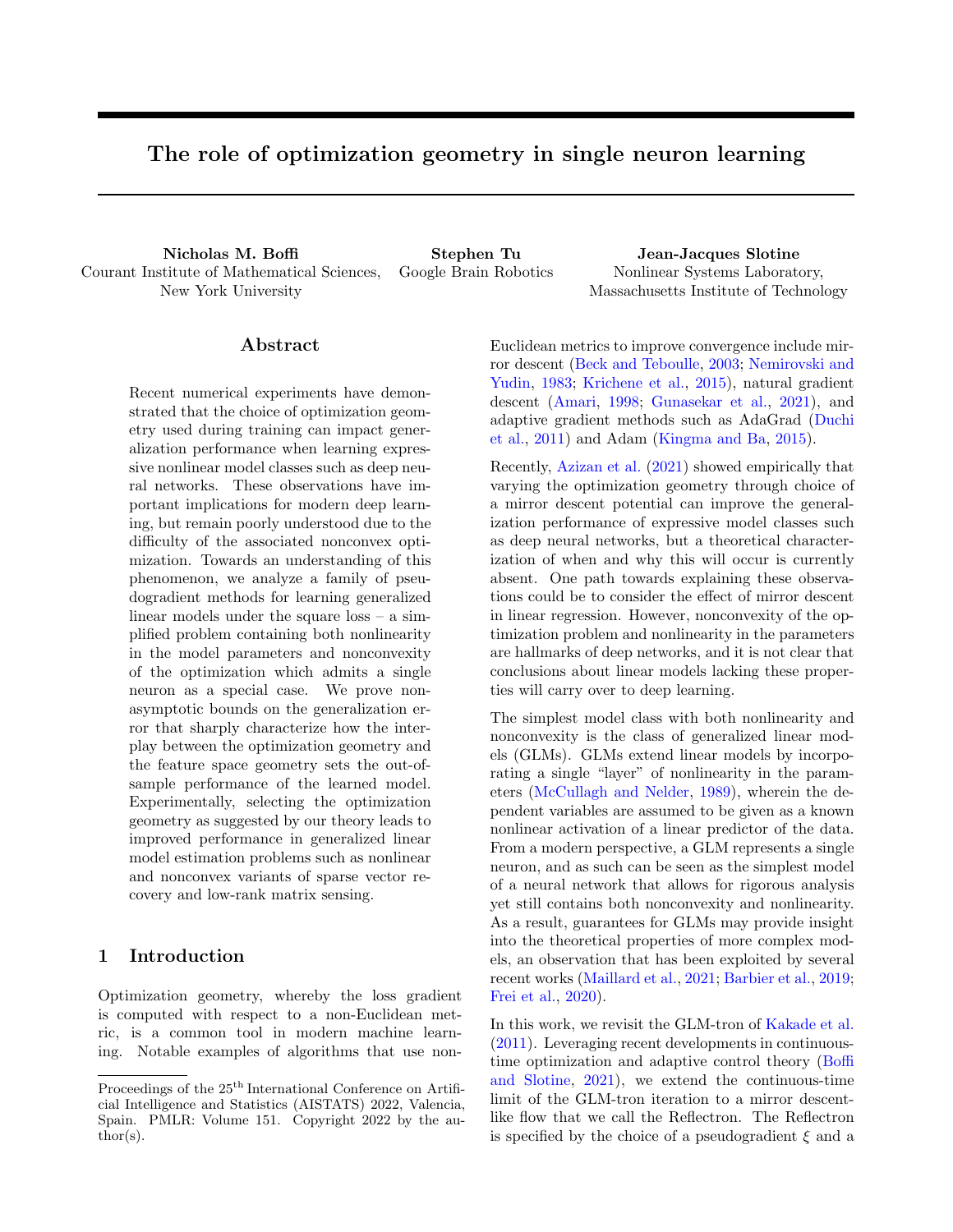# The role of optimization geometry in single neuron learning

**Nicholas M. Boffi**
Courant Institute of Mathematical Sciences, New York University

**Stephen Tu**
Google Brain Robotics

**Jean-Jacques Slotine**
Nonlinear Systems Laboratory, Massachusetts Institute of Technology

## Abstract

Recent numerical experiments have demonstrated that the choice of optimization geometry used during training can impact generalization performance when learning expressive nonlinear model classes such as deep neural networks. These observations have important implications for modern deep learning, but remain poorly understood due to the difficulty of the associated nonconvex optimization. Towards an understanding of this phenomenon, we analyze a family of pseudogradient methods for learning generalized linear models under the square loss – a simplified problem containing both nonlinearity in the model parameters and nonconvexity of the optimization which admits a single neuron as a special case. We prove non-asymptotic bounds on the generalization error that sharply characterize how the interplay between the optimization geometry and the feature space geometry sets the out-of-sample performance of the learned model. Experimentally, selecting the optimization geometry as suggested by our theory leads to improved performance in generalized linear model estimation problems such as nonlinear and nonconvex variants of sparse vector recovery and low-rank matrix sensing.

## 1 Introduction

Optimization geometry, whereby the loss gradient is computed with respect to a non-Euclidean metric, is a common tool in modern machine learning. Notable examples of algorithms that use non-Euclidean metrics to improve convergence include mirror descent (Beck and Teboulle, 2003; Nemirovski and Yudin, 1983; Krichene et al., 2015), natural gradient descent (Amari, 1998; Gunasekar et al., 2021), and adaptive gradient methods such as AdaGrad (Duchi et al., 2011) and Adam (Kingma and Ba, 2015).

Recently, Azizan et al. (2021) showed empirically that varying the optimization geometry through choice of a mirror descent potential can improve the generalization performance of expressive model classes such as deep neural networks, but a theoretical characterization of when and why this will occur is currently absent. One path towards explaining these observations could be to consider the effect of mirror descent in linear regression. However, nonconvexity of the optimization problem and nonlinearity in the parameters are hallmarks of deep networks, and it is not clear that conclusions about linear models lacking these properties will carry over to deep learning.

The simplest model class with both nonlinearity and nonconvexity is the class of generalized linear models (GLMs). GLMs extend linear models by incorporating a single "layer" of nonlinearity in the parameters (McCullagh and Nelder, 1989), wherein the dependent variables are assumed to be given as a known nonlinear activation of a linear predictor of the data. From a modern perspective, a GLM represents a single neuron, and as such can be seen as the simplest model of a neural network that allows for rigorous analysis yet still contains both nonconvexity and nonlinearity. As a result, guarantees for GLMs may provide insight into the theoretical properties of more complex models, an observation that has been exploited by several recent works (Maillard et al., 2021; Barbier et al., 2019; Frei et al., 2020).

In this work, we revisit the GLM-tron of Kakade et al. (2011). Leveraging recent developments in continuous-time optimization and adaptive control theory (Boffi and Slotine, 2021), we extend the continuous-time limit of the GLM-tron iteration to a mirror descent-like flow that we call the Reflectron. The Reflectron is specified by the choice of a pseudogradient $\xi$ and a

Proceedings of the 25[th] International Conference on Artificial Intelligence and Statistics (AISTATS) 2022, Valencia, Spain. PMLR: Volume 151. Copyright 2022 by the author(s).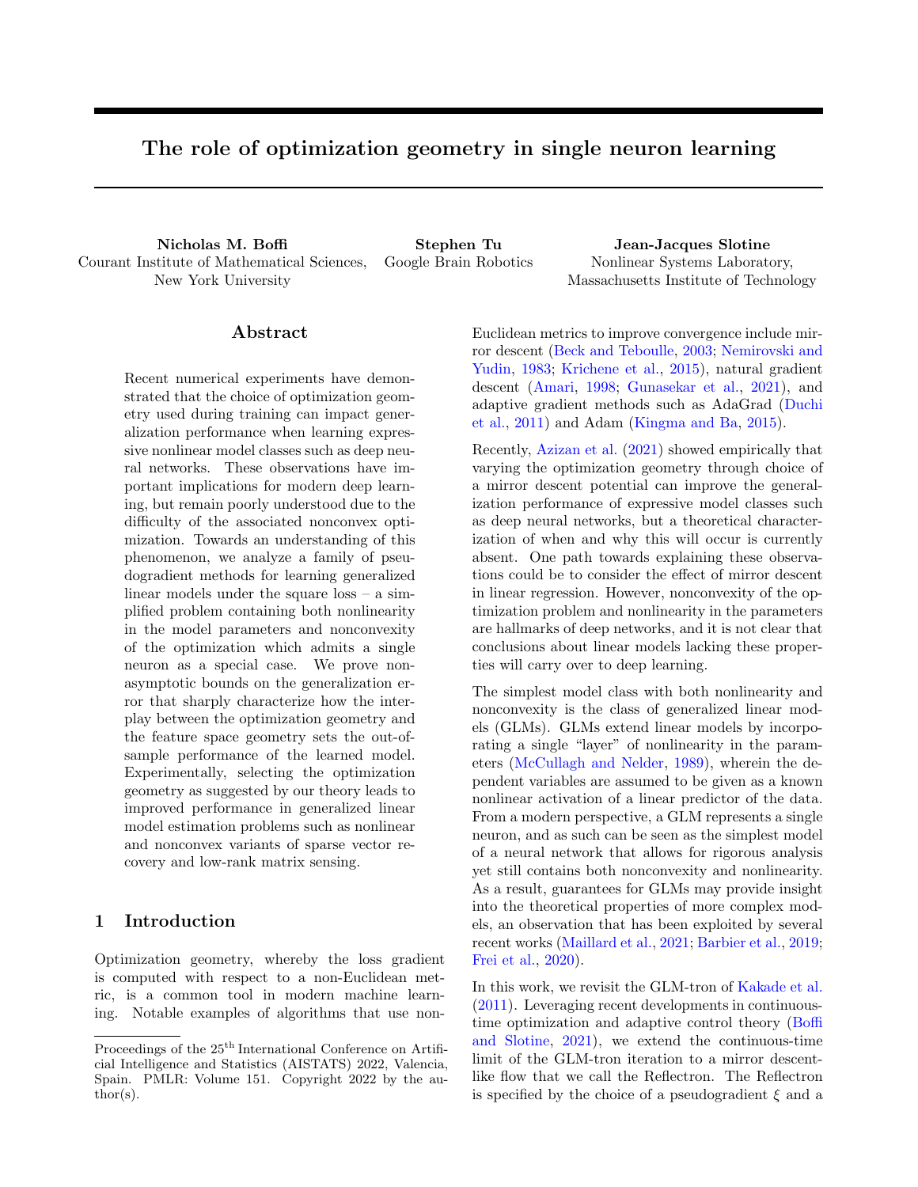# The role of optimization geometry in single neuron learning

**Nicholas M. Boffi**
Courant Institute of Mathematical Sciences,
New York University

**Stephen Tu**
Google Brain Robotics

**Jean-Jacques Slotine**
Nonlinear Systems Laboratory,
Massachusetts Institute of Technology

## Abstract

Recent numerical experiments have demonstrated that the choice of optimization geometry used during training can impact generalization performance when learning expressive nonlinear model classes such as deep neural networks. These observations have important implications for modern deep learning, but remain poorly understood due to the difficulty of the associated nonconvex optimization. Towards an understanding of this phenomenon, we analyze a family of pseudogradient methods for learning generalized linear models under the square loss – a simplified problem containing both nonlinearity in the model parameters and nonconvexity of the optimization which admits a single neuron as a special case. We prove non-asymptotic bounds on the generalization error that sharply characterize how the interplay between the optimization geometry and the feature space geometry sets the out-of-sample performance of the learned model. Experimentally, selecting the optimization geometry as suggested by our theory leads to improved performance in generalized linear model estimation problems such as nonlinear and nonconvex variants of sparse vector recovery and low-rank matrix sensing.

## 1 Introduction

Optimization geometry, whereby the loss gradient is computed with respect to a non-Euclidean metric, is a common tool in modern machine learning. Notable examples of algorithms that use non-Euclidean metrics to improve convergence include mirror descent (Beck and Teboulle, 2003; Nemirovski and Yudin, 1983; Krichene et al., 2015), natural gradient descent (Amari, 1998; Gunasekar et al., 2021), and adaptive gradient methods such as AdaGrad (Duchi et al., 2011) and Adam (Kingma and Ba, 2015).

Recently, Azizan et al. (2021) showed empirically that varying the optimization geometry through choice of a mirror descent potential can improve the generalization performance of expressive model classes such as deep neural networks, but a theoretical characterization of when and why this will occur is currently absent. One path towards explaining these observations could be to consider the effect of mirror descent in linear regression. However, nonconvexity of the optimization problem and nonlinearity in the parameters are hallmarks of deep networks, and it is not clear that conclusions about linear models lacking these properties will carry over to deep learning.

The simplest model class with both nonlinearity and nonconvexity is the class of generalized linear models (GLMs). GLMs extend linear models by incorporating a single "layer" of nonlinearity in the parameters (McCullagh and Nelder, 1989), wherein the dependent variables are assumed to be given as a known nonlinear activation of a linear predictor of the data. From a modern perspective, a GLM represents a single neuron, and as such can be seen as the simplest model of a neural network that allows for rigorous analysis yet still contains both nonconvexity and nonlinearity. As a result, guarantees for GLMs may provide insight into the theoretical properties of more complex models, an observation that has been exploited by several recent works (Maillard et al., 2021; Barbier et al., 2019; Frei et al., 2020).

In this work, we revisit the GLM-tron of Kakade et al. (2011). Leveraging recent developments in continuous-time optimization and adaptive control theory (Boffi and Slotine, 2021), we extend the continuous-time limit of the GLM-tron iteration to a mirror descent-like flow that we call the Reflectron. The Reflectron is specified by the choice of a pseudogradient $\xi$ and a

Proceedings of the 25[th] International Conference on Artificial Intelligence and Statistics (AISTATS) 2022, Valencia, Spain. PMLR: Volume 151. Copyright 2022 by the author(s).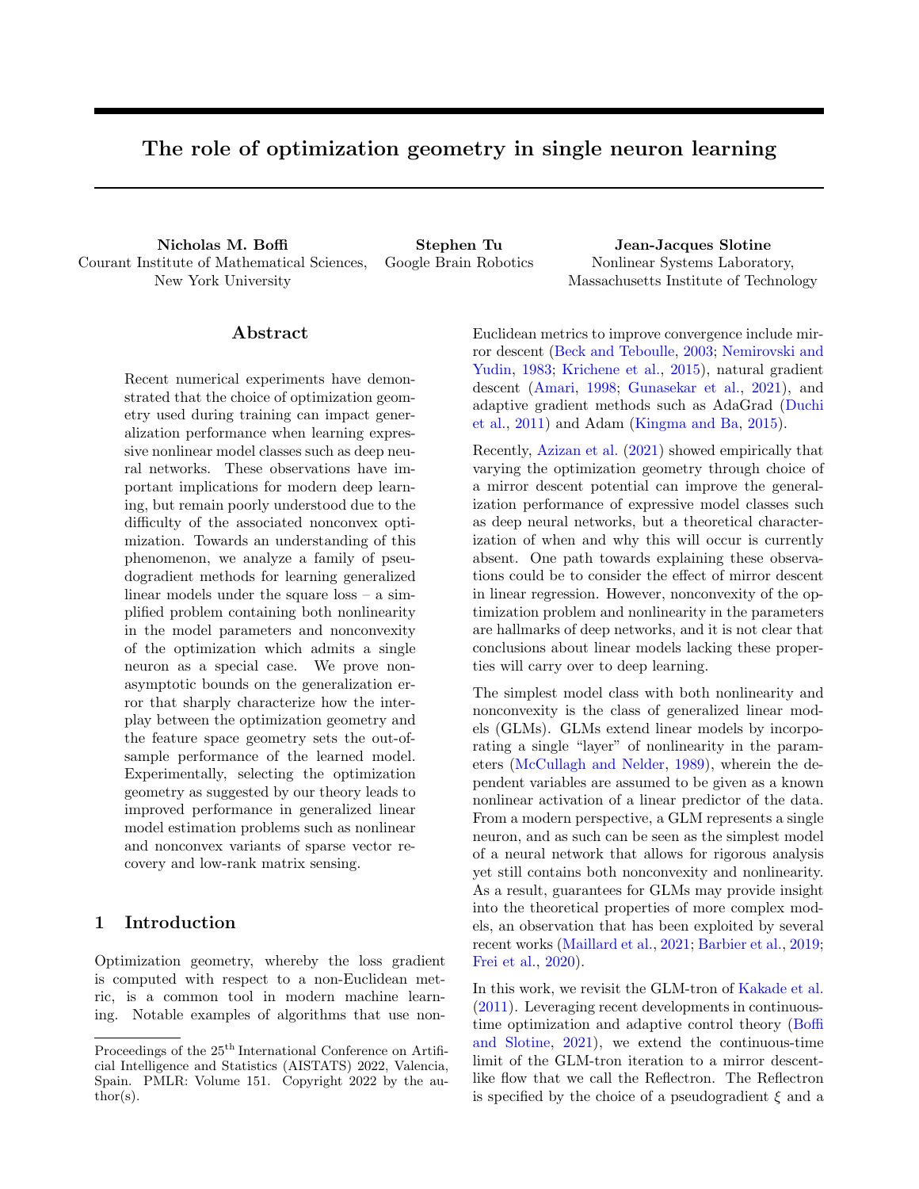# The role of optimization geometry in single neuron learning

**Nicholas M. Boffi**
Courant Institute of Mathematical Sciences,
New York University

**Stephen Tu**
Google Brain Robotics

**Jean-Jacques Slotine**
Nonlinear Systems Laboratory,
Massachusetts Institute of Technology

## Abstract

Recent numerical experiments have demonstrated that the choice of optimization geometry used during training can impact generalization performance when learning expressive nonlinear model classes such as deep neural networks. These observations have important implications for modern deep learning, but remain poorly understood due to the difficulty of the associated nonconvex optimization. Towards an understanding of this phenomenon, we analyze a family of pseudogradient methods for learning generalized linear models under the square loss – a simplified problem containing both nonlinearity in the model parameters and nonconvexity of the optimization which admits a single neuron as a special case. We prove non-asymptotic bounds on the generalization error that sharply characterize how the interplay between the optimization geometry and the feature space geometry sets the out-of-sample performance of the learned model. Experimentally, selecting the optimization geometry as suggested by our theory leads to improved performance in generalized linear model estimation problems such as nonlinear and nonconvex variants of sparse vector recovery and low-rank matrix sensing.

## 1 Introduction

Optimization geometry, whereby the loss gradient is computed with respect to a non-Euclidean metric, is a common tool in modern machine learning. Notable examples of algorithms that use non-Euclidean metrics to improve convergence include mirror descent (Beck and Teboulle, 2003; Nemirovski and Yudin, 1983; Krichene et al., 2015), natural gradient descent (Amari, 1998; Gunasekar et al., 2021), and adaptive gradient methods such as AdaGrad (Duchi et al., 2011) and Adam (Kingma and Ba, 2015).

Recently, Azizan et al. (2021) showed empirically that varying the optimization geometry through choice of a mirror descent potential can improve the generalization performance of expressive model classes such as deep neural networks, but a theoretical characterization of when and why this will occur is currently absent. One path towards explaining these observations could be to consider the effect of mirror descent in linear regression. However, nonconvexity of the optimization problem and nonlinearity in the parameters are hallmarks of deep networks, and it is not clear that conclusions about linear models lacking these properties will carry over to deep learning.

The simplest model class with both nonlinearity and nonconvexity is the class of generalized linear models (GLMs). GLMs extend linear models by incorporating a single "layer" of nonlinearity in the parameters (McCullagh and Nelder, 1989), wherein the dependent variables are assumed to be given as a known nonlinear activation of a linear predictor of the data. From a modern perspective, a GLM represents a single neuron, and as such can be seen as the simplest model of a neural network that allows for rigorous analysis yet still contains both nonconvexity and nonlinearity. As a result, guarantees for GLMs may provide insight into the theoretical properties of more complex models, an observation that has been exploited by several recent works (Maillard et al., 2021; Barbier et al., 2019; Frei et al., 2020).

In this work, we revisit the GLM-tron of Kakade et al. (2011). Leveraging recent developments in continuous-time optimization and adaptive control theory (Boffi and Slotine, 2021), we extend the continuous-time limit of the GLM-tron iteration to a mirror descent-like flow that we call the Reflectron. The Reflectron is specified by the choice of a pseudogradient $\xi$ and a

Proceedings of the 25[th] International Conference on Artificial Intelligence and Statistics (AISTATS) 2022, Valencia, Spain. PMLR: Volume 151. Copyright 2022 by the author(s).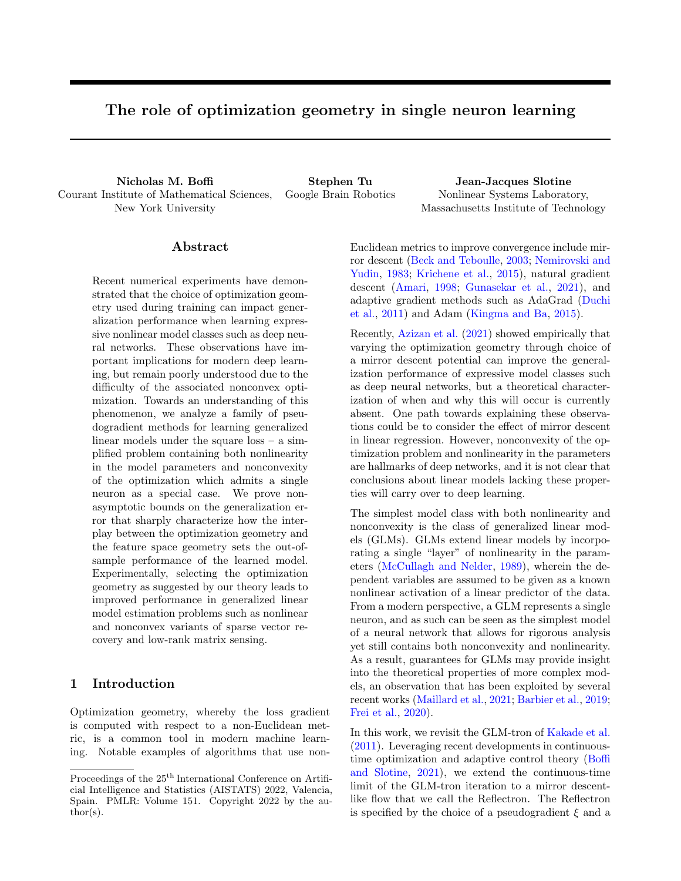# The role of optimization geometry in single neuron learning

**Nicholas M. Boffi**
Courant Institute of Mathematical Sciences,
New York University

**Stephen Tu**
Google Brain Robotics

**Jean-Jacques Slotine**
Nonlinear Systems Laboratory,
Massachusetts Institute of Technology

## Abstract

Recent numerical experiments have demonstrated that the choice of optimization geometry used during training can impact generalization performance when learning expressive nonlinear model classes such as deep neural networks. These observations have important implications for modern deep learning, but remain poorly understood due to the difficulty of the associated nonconvex optimization. Towards an understanding of this phenomenon, we analyze a family of pseudogradient methods for learning generalized linear models under the square loss – a simplified problem containing both nonlinearity in the model parameters and nonconvexity of the optimization which admits a single neuron as a special case. We prove non-asymptotic bounds on the generalization error that sharply characterize how the interplay between the optimization geometry and the feature space geometry sets the out-of-sample performance of the learned model. Experimentally, selecting the optimization geometry as suggested by our theory leads to improved performance in generalized linear model estimation problems such as nonlinear and nonconvex variants of sparse vector recovery and low-rank matrix sensing.

## 1 Introduction

Optimization geometry, whereby the loss gradient is computed with respect to a non-Euclidean metric, is a common tool in modern machine learning. Notable examples of algorithms that use non-Euclidean metrics to improve convergence include mirror descent (Beck and Teboulle, 2003; Nemirovski and Yudin, 1983; Krichene et al., 2015), natural gradient descent (Amari, 1998; Gunasekar et al., 2021), and adaptive gradient methods such as AdaGrad (Duchi et al., 2011) and Adam (Kingma and Ba, 2015).

Recently, Azizan et al. (2021) showed empirically that varying the optimization geometry through choice of a mirror descent potential can improve the generalization performance of expressive model classes such as deep neural networks, but a theoretical characterization of when and why this will occur is currently absent. One path towards explaining these observations could be to consider the effect of mirror descent in linear regression. However, nonconvexity of the optimization problem and nonlinearity in the parameters are hallmarks of deep networks, and it is not clear that conclusions about linear models lacking these properties will carry over to deep learning.

The simplest model class with both nonlinearity and nonconvexity is the class of generalized linear models (GLMs). GLMs extend linear models by incorporating a single "layer" of nonlinearity in the parameters (McCullagh and Nelder, 1989), wherein the dependent variables are assumed to be given as a known nonlinear activation of a linear predictor of the data. From a modern perspective, a GLM represents a single neuron, and as such can be seen as the simplest model of a neural network that allows for rigorous analysis yet still contains both nonconvexity and nonlinearity. As a result, guarantees for GLMs may provide insight into the theoretical properties of more complex models, an observation that has been exploited by several recent works (Maillard et al., 2021; Barbier et al., 2019; Frei et al., 2020).

In this work, we revisit the GLM-tron of Kakade et al. (2011). Leveraging recent developments in continuous-time optimization and adaptive control theory (Boffi and Slotine, 2021), we extend the continuous-time limit of the GLM-tron iteration to a mirror descent-like flow that we call the Reflectron. The Reflectron is specified by the choice of a pseudogradient $\xi$ and a

Proceedings of the 25[th] International Conference on Artificial Intelligence and Statistics (AISTATS) 2022, Valencia, Spain. PMLR: Volume 151. Copyright 2022 by the author(s).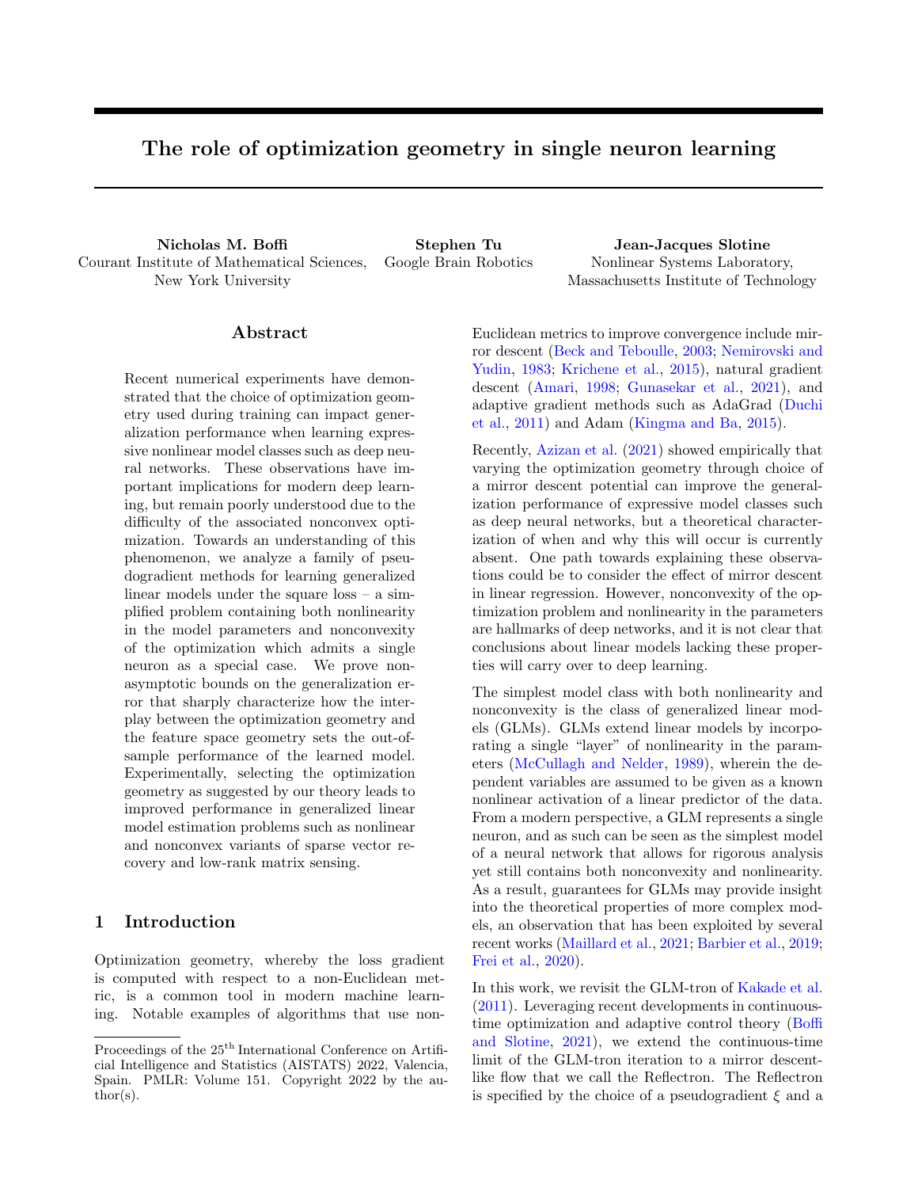# The role of optimization geometry in single neuron learning

**Nicholas M. Boffi**
Courant Institute of Mathematical Sciences,
New York University

**Stephen Tu**
Google Brain Robotics

**Jean-Jacques Slotine**
Nonlinear Systems Laboratory,
Massachusetts Institute of Technology

## Abstract

Recent numerical experiments have demonstrated that the choice of optimization geometry used during training can impact generalization performance when learning expressive nonlinear model classes such as deep neural networks. These observations have important implications for modern deep learning, but remain poorly understood due to the difficulty of the associated nonconvex optimization. Towards an understanding of this phenomenon, we analyze a family of pseudogradient methods for learning generalized linear models under the square loss – a simplified problem containing both nonlinearity in the model parameters and nonconvexity of the optimization which admits a single neuron as a special case. We prove non-asymptotic bounds on the generalization error that sharply characterize how the interplay between the optimization geometry and the feature space geometry sets the out-of-sample performance of the learned model. Experimentally, selecting the optimization geometry as suggested by our theory leads to improved performance in generalized linear model estimation problems such as nonlinear and nonconvex variants of sparse vector recovery and low-rank matrix sensing.

## 1 Introduction

Optimization geometry, whereby the loss gradient is computed with respect to a non-Euclidean metric, is a common tool in modern machine learning. Notable examples of algorithms that use non-Euclidean metrics to improve convergence include mirror descent (Beck and Teboulle, 2003; Nemirovski and Yudin, 1983; Krichene et al., 2015), natural gradient descent (Amari, 1998; Gunasekar et al., 2021), and adaptive gradient methods such as AdaGrad (Duchi et al., 2011) and Adam (Kingma and Ba, 2015).

Recently, Azizan et al. (2021) showed empirically that varying the optimization geometry through choice of a mirror descent potential can improve the generalization performance of expressive model classes such as deep neural networks, but a theoretical characterization of when and why this will occur is currently absent. One path towards explaining these observations could be to consider the effect of mirror descent in linear regression. However, nonconvexity of the optimization problem and nonlinearity in the parameters are hallmarks of deep networks, and it is not clear that conclusions about linear models lacking these properties will carry over to deep learning.

The simplest model class with both nonlinearity and nonconvexity is the class of generalized linear models (GLMs). GLMs extend linear models by incorporating a single "layer" of nonlinearity in the parameters (McCullagh and Nelder, 1989), wherein the dependent variables are assumed to be given as a known nonlinear activation of a linear predictor of the data. From a modern perspective, a GLM represents a single neuron, and as such can be seen as the simplest model of a neural network that allows for rigorous analysis yet still contains both nonconvexity and nonlinearity. As a result, guarantees for GLMs may provide insight into the theoretical properties of more complex models, an observation that has been exploited by several recent works (Maillard et al., 2021; Barbier et al., 2019; Frei et al., 2020).

In this work, we revisit the GLM-tron of Kakade et al. (2011). Leveraging recent developments in continuous-time optimization and adaptive control theory (Boffi and Slotine, 2021), we extend the continuous-time limit of the GLM-tron iteration to a mirror descent-like flow that we call the Reflectron. The Reflectron is specified by the choice of a pseudogradient $\xi$ and a

Proceedings of the 25[th] International Conference on Artificial Intelligence and Statistics (AISTATS) 2022, Valencia, Spain. PMLR: Volume 151. Copyright 2022 by the author(s).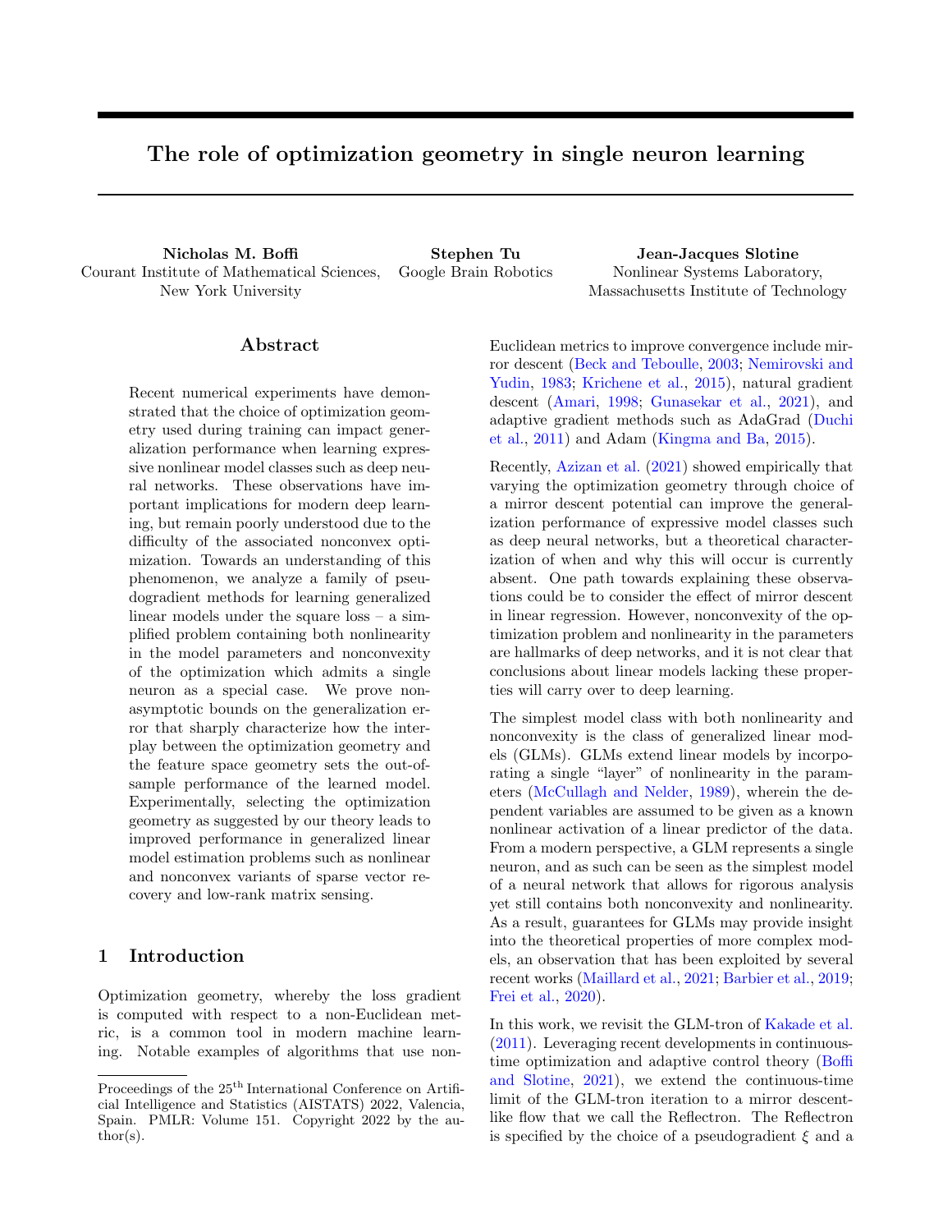# The role of optimization geometry in single neuron learning

**Nicholas M. Boffi**
Courant Institute of Mathematical Sciences,
New York University

**Stephen Tu**
Google Brain Robotics

**Jean-Jacques Slotine**
Nonlinear Systems Laboratory,
Massachusetts Institute of Technology

## Abstract

Recent numerical experiments have demonstrated that the choice of optimization geometry used during training can impact generalization performance when learning expressive nonlinear model classes such as deep neural networks. These observations have important implications for modern deep learning, but remain poorly understood due to the difficulty of the associated nonconvex optimization. Towards an understanding of this phenomenon, we analyze a family of pseudogradient methods for learning generalized linear models under the square loss – a simplified problem containing both nonlinearity in the model parameters and nonconvexity of the optimization which admits a single neuron as a special case. We prove non-asymptotic bounds on the generalization error that sharply characterize how the interplay between the optimization geometry and the feature space geometry sets the out-of-sample performance of the learned model. Experimentally, selecting the optimization geometry as suggested by our theory leads to improved performance in generalized linear model estimation problems such as nonlinear and nonconvex variants of sparse vector recovery and low-rank matrix sensing.

## 1 Introduction

Optimization geometry, whereby the loss gradient is computed with respect to a non-Euclidean metric, is a common tool in modern machine learning. Notable examples of algorithms that use non-Euclidean metrics to improve convergence include mirror descent (Beck and Teboulle, 2003; Nemirovski and Yudin, 1983; Krichene et al., 2015), natural gradient descent (Amari, 1998; Gunasekar et al., 2021), and adaptive gradient methods such as AdaGrad (Duchi et al., 2011) and Adam (Kingma and Ba, 2015).

Recently, Azizan et al. (2021) showed empirically that varying the optimization geometry through choice of a mirror descent potential can improve the generalization performance of expressive model classes such as deep neural networks, but a theoretical characterization of when and why this will occur is currently absent. One path towards explaining these observations could be to consider the effect of mirror descent in linear regression. However, nonconvexity of the optimization problem and nonlinearity in the parameters are hallmarks of deep networks, and it is not clear that conclusions about linear models lacking these properties will carry over to deep learning.

The simplest model class with both nonlinearity and nonconvexity is the class of generalized linear models (GLMs). GLMs extend linear models by incorporating a single "layer" of nonlinearity in the parameters (McCullagh and Nelder, 1989), wherein the dependent variables are assumed to be given as a known nonlinear activation of a linear predictor of the data. From a modern perspective, a GLM represents a single neuron, and as such can be seen as the simplest model of a neural network that allows for rigorous analysis yet still contains both nonconvexity and nonlinearity. As a result, guarantees for GLMs may provide insight into the theoretical properties of more complex models, an observation that has been exploited by several recent works (Maillard et al., 2021; Barbier et al., 2019; Frei et al., 2020).

In this work, we revisit the GLM-tron of Kakade et al. (2011). Leveraging recent developments in continuous-time optimization and adaptive control theory (Boffi and Slotine, 2021), we extend the continuous-time limit of the GLM-tron iteration to a mirror descent-like flow that we call the Reflectron. The Reflectron is specified by the choice of a pseudogradient $\xi$ and a

Proceedings of the 25[th] International Conference on Artificial Intelligence and Statistics (AISTATS) 2022, Valencia, Spain. PMLR: Volume 151. Copyright 2022 by the author(s).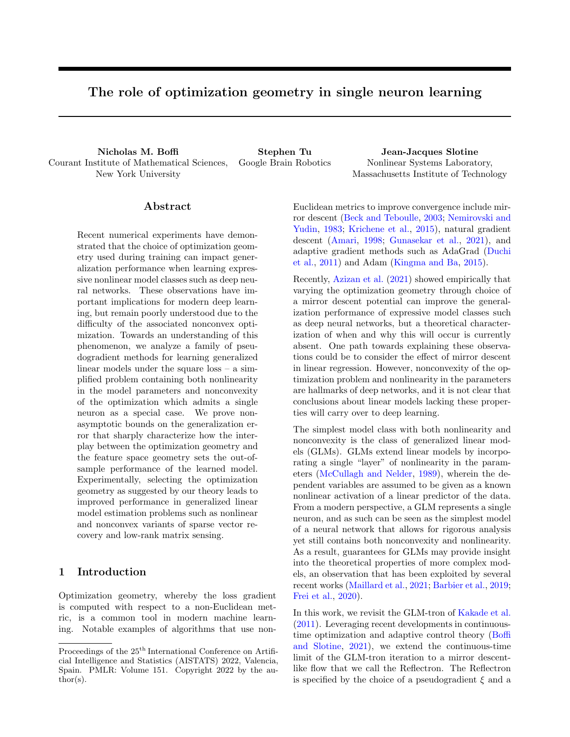# The role of optimization geometry in single neuron learning

**Nicholas M. Boffi**
Courant Institute of Mathematical Sciences,
New York University

**Stephen Tu**
Google Brain Robotics

**Jean-Jacques Slotine**
Nonlinear Systems Laboratory,
Massachusetts Institute of Technology

## Abstract

Recent numerical experiments have demonstrated that the choice of optimization geometry used during training can impact generalization performance when learning expressive nonlinear model classes such as deep neural networks. These observations have important implications for modern deep learning, but remain poorly understood due to the difficulty of the associated nonconvex optimization. Towards an understanding of this phenomenon, we analyze a family of pseudogradient methods for learning generalized linear models under the square loss – a simplified problem containing both nonlinearity in the model parameters and nonconvexity of the optimization which admits a single neuron as a special case. We prove non-asymptotic bounds on the generalization error that sharply characterize how the interplay between the optimization geometry and the feature space geometry sets the out-of-sample performance of the learned model. Experimentally, selecting the optimization geometry as suggested by our theory leads to improved performance in generalized linear model estimation problems such as nonlinear and nonconvex variants of sparse vector recovery and low-rank matrix sensing.

## 1 Introduction

Optimization geometry, whereby the loss gradient is computed with respect to a non-Euclidean metric, is a common tool in modern machine learning. Notable examples of algorithms that use non-Euclidean metrics to improve convergence include mirror descent (Beck and Teboulle, 2003; Nemirovski and Yudin, 1983; Krichene et al., 2015), natural gradient descent (Amari, 1998; Gunasekar et al., 2021), and adaptive gradient methods such as AdaGrad (Duchi et al., 2011) and Adam (Kingma and Ba, 2015).

Recently, Azizan et al. (2021) showed empirically that varying the optimization geometry through choice of a mirror descent potential can improve the generalization performance of expressive model classes such as deep neural networks, but a theoretical characterization of when and why this will occur is currently absent. One path towards explaining these observations could be to consider the effect of mirror descent in linear regression. However, nonconvexity of the optimization problem and nonlinearity in the parameters are hallmarks of deep networks, and it is not clear that conclusions about linear models lacking these properties will carry over to deep learning.

The simplest model class with both nonlinearity and nonconvexity is the class of generalized linear models (GLMs). GLMs extend linear models by incorporating a single "layer" of nonlinearity in the parameters (McCullagh and Nelder, 1989), wherein the dependent variables are assumed to be given as a known nonlinear activation of a linear predictor of the data. From a modern perspective, a GLM represents a single neuron, and as such can be seen as the simplest model of a neural network that allows for rigorous analysis yet still contains both nonconvexity and nonlinearity. As a result, guarantees for GLMs may provide insight into the theoretical properties of more complex models, an observation that has been exploited by several recent works (Maillard et al., 2021; Barbier et al., 2019; Frei et al., 2020).

In this work, we revisit the GLM-tron of Kakade et al. (2011). Leveraging recent developments in continuous-time optimization and adaptive control theory (Boffi and Slotine, 2021), we extend the continuous-time limit of the GLM-tron iteration to a mirror descent-like flow that we call the Reflectron. The Reflectron is specified by the choice of a pseudogradient $\xi$ and a

Proceedings of the 25[th] International Conference on Artificial Intelligence and Statistics (AISTATS) 2022, Valencia, Spain. PMLR: Volume 151. Copyright 2022 by the author(s).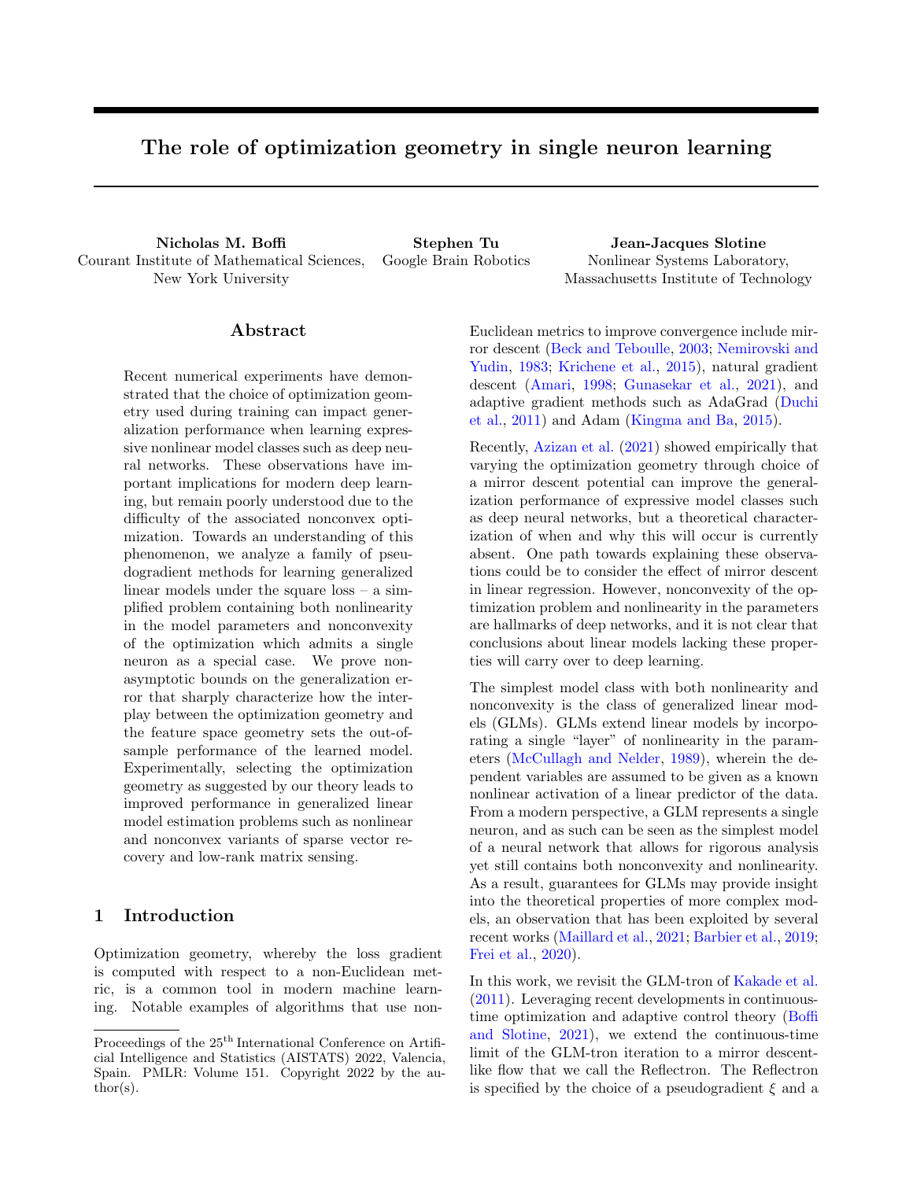# The role of optimization geometry in single neuron learning

**Nicholas M. Boffi**
Courant Institute of Mathematical Sciences,
New York University

**Stephen Tu**
Google Brain Robotics

**Jean-Jacques Slotine**
Nonlinear Systems Laboratory,
Massachusetts Institute of Technology

## Abstract

Recent numerical experiments have demonstrated that the choice of optimization geometry used during training can impact generalization performance when learning expressive nonlinear model classes such as deep neural networks. These observations have important implications for modern deep learning, but remain poorly understood due to the difficulty of the associated nonconvex optimization. Towards an understanding of this phenomenon, we analyze a family of pseudogradient methods for learning generalized linear models under the square loss – a simplified problem containing both nonlinearity in the model parameters and nonconvexity of the optimization which admits a single neuron as a special case. We prove non-asymptotic bounds on the generalization error that sharply characterize how the interplay between the optimization geometry and the feature space geometry sets the out-of-sample performance of the learned model. Experimentally, selecting the optimization geometry as suggested by our theory leads to improved performance in generalized linear model estimation problems such as nonlinear and nonconvex variants of sparse vector recovery and low-rank matrix sensing.

## 1 Introduction

Optimization geometry, whereby the loss gradient is computed with respect to a non-Euclidean metric, is a common tool in modern machine learning. Notable examples of algorithms that use non-Euclidean metrics to improve convergence include mirror descent (Beck and Teboulle, 2003; Nemirovski and Yudin, 1983; Krichene et al., 2015), natural gradient descent (Amari, 1998; Gunasekar et al., 2021), and adaptive gradient methods such as AdaGrad (Duchi et al., 2011) and Adam (Kingma and Ba, 2015).

Recently, Azizan et al. (2021) showed empirically that varying the optimization geometry through choice of a mirror descent potential can improve the generalization performance of expressive model classes such as deep neural networks, but a theoretical characterization of when and why this will occur is currently absent. One path towards explaining these observations could be to consider the effect of mirror descent in linear regression. However, nonconvexity of the optimization problem and nonlinearity in the parameters are hallmarks of deep networks, and it is not clear that conclusions about linear models lacking these properties will carry over to deep learning.

The simplest model class with both nonlinearity and nonconvexity is the class of generalized linear models (GLMs). GLMs extend linear models by incorporating a single "layer" of nonlinearity in the parameters (McCullagh and Nelder, 1989), wherein the dependent variables are assumed to be given as a known nonlinear activation of a linear predictor of the data. From a modern perspective, a GLM represents a single neuron, and as such can be seen as the simplest model of a neural network that allows for rigorous analysis yet still contains both nonconvexity and nonlinearity. As a result, guarantees for GLMs may provide insight into the theoretical properties of more complex models, an observation that has been exploited by several recent works (Maillard et al., 2021; Barbier et al., 2019; Frei et al., 2020).

In this work, we revisit the GLM-tron of Kakade et al. (2011). Leveraging recent developments in continuous-time optimization and adaptive control theory (Boffi and Slotine, 2021), we extend the continuous-time limit of the GLM-tron iteration to a mirror descent-like flow that we call the Reflectron. The Reflectron is specified by the choice of a pseudogradient $\xi$ and a

Proceedings of the 25[th] International Conference on Artificial Intelligence and Statistics (AISTATS) 2022, Valencia, Spain. PMLR: Volume 151. Copyright 2022 by the author(s).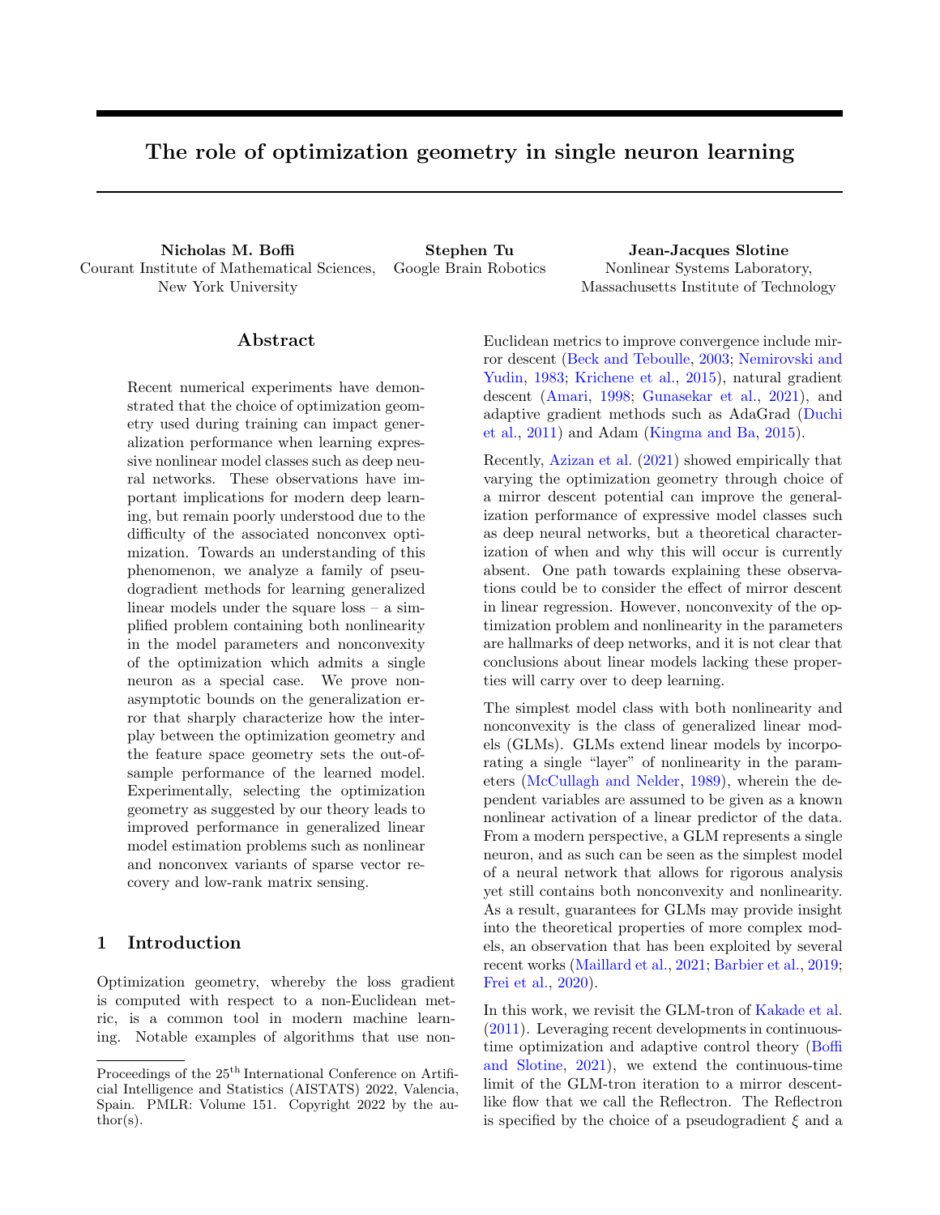# The role of optimization geometry in single neuron learning

**Nicholas M. Boffi**
Courant Institute of Mathematical Sciences,
New York University

**Stephen Tu**
Google Brain Robotics

**Jean-Jacques Slotine**
Nonlinear Systems Laboratory,
Massachusetts Institute of Technology

## Abstract

Recent numerical experiments have demonstrated that the choice of optimization geometry used during training can impact generalization performance when learning expressive nonlinear model classes such as deep neural networks. These observations have important implications for modern deep learning, but remain poorly understood due to the difficulty of the associated nonconvex optimization. Towards an understanding of this phenomenon, we analyze a family of pseudogradient methods for learning generalized linear models under the square loss – a simplified problem containing both nonlinearity in the model parameters and nonconvexity of the optimization which admits a single neuron as a special case. We prove non-asymptotic bounds on the generalization error that sharply characterize how the interplay between the optimization geometry and the feature space geometry sets the out-of-sample performance of the learned model. Experimentally, selecting the optimization geometry as suggested by our theory leads to improved performance in generalized linear model estimation problems such as nonlinear and nonconvex variants of sparse vector recovery and low-rank matrix sensing.

## 1 Introduction

Optimization geometry, whereby the loss gradient is computed with respect to a non-Euclidean metric, is a common tool in modern machine learning. Notable examples of algorithms that use non-Euclidean metrics to improve convergence include mirror descent (Beck and Teboulle, 2003; Nemirovski and Yudin, 1983; Krichene et al., 2015), natural gradient descent (Amari, 1998; Gunasekar et al., 2021), and adaptive gradient methods such as AdaGrad (Duchi et al., 2011) and Adam (Kingma and Ba, 2015).

Recently, Azizan et al. (2021) showed empirically that varying the optimization geometry through choice of a mirror descent potential can improve the generalization performance of expressive model classes such as deep neural networks, but a theoretical characterization of when and why this will occur is currently absent. One path towards explaining these observations could be to consider the effect of mirror descent in linear regression. However, nonconvexity of the optimization problem and nonlinearity in the parameters are hallmarks of deep networks, and it is not clear that conclusions about linear models lacking these properties will carry over to deep learning.

The simplest model class with both nonlinearity and nonconvexity is the class of generalized linear models (GLMs). GLMs extend linear models by incorporating a single "layer" of nonlinearity in the parameters (McCullagh and Nelder, 1989), wherein the dependent variables are assumed to be given as a known nonlinear activation of a linear predictor of the data. From a modern perspective, a GLM represents a single neuron, and as such can be seen as the simplest model of a neural network that allows for rigorous analysis yet still contains both nonconvexity and nonlinearity. As a result, guarantees for GLMs may provide insight into the theoretical properties of more complex models, an observation that has been exploited by several recent works (Maillard et al., 2021; Barbier et al., 2019; Frei et al., 2020).

In this work, we revisit the GLM-tron of Kakade et al. (2011). Leveraging recent developments in continuous-time optimization and adaptive control theory (Boffi and Slotine, 2021), we extend the continuous-time limit of the GLM-tron iteration to a mirror descent-like flow that we call the Reflectron. The Reflectron is specified by the choice of a pseudogradient $\xi$ and a

Proceedings of the 25[th] International Conference on Artificial Intelligence and Statistics (AISTATS) 2022, Valencia, Spain. PMLR: Volume 151. Copyright 2022 by the author(s).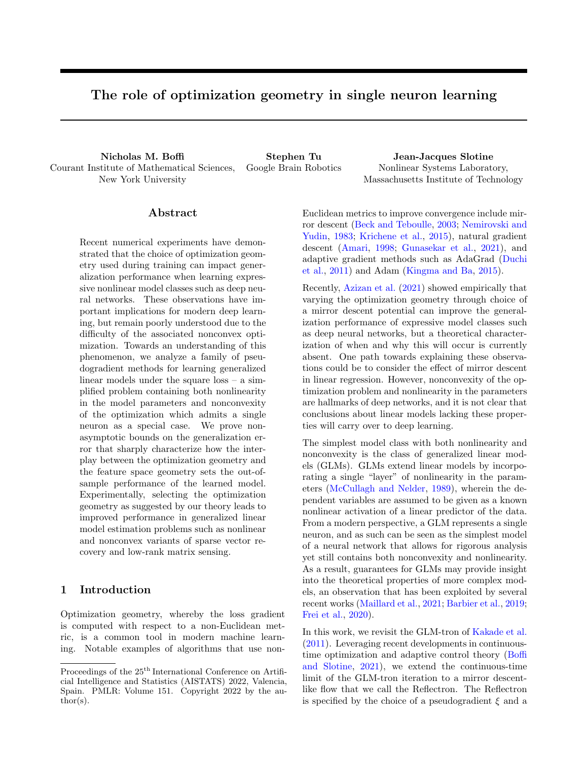# The role of optimization geometry in single neuron learning

**Nicholas M. Boffi**
Courant Institute of Mathematical Sciences,
New York University

**Stephen Tu**
Google Brain Robotics

**Jean-Jacques Slotine**
Nonlinear Systems Laboratory,
Massachusetts Institute of Technology

## Abstract

Recent numerical experiments have demonstrated that the choice of optimization geometry used during training can impact generalization performance when learning expressive nonlinear model classes such as deep neural networks. These observations have important implications for modern deep learning, but remain poorly understood due to the difficulty of the associated nonconvex optimization. Towards an understanding of this phenomenon, we analyze a family of pseudogradient methods for learning generalized linear models under the square loss – a simplified problem containing both nonlinearity in the model parameters and nonconvexity of the optimization which admits a single neuron as a special case. We prove non-asymptotic bounds on the generalization error that sharply characterize how the interplay between the optimization geometry and the feature space geometry sets the out-of-sample performance of the learned model. Experimentally, selecting the optimization geometry as suggested by our theory leads to improved performance in generalized linear model estimation problems such as nonlinear and nonconvex variants of sparse vector recovery and low-rank matrix sensing.

## 1 Introduction

Optimization geometry, whereby the loss gradient is computed with respect to a non-Euclidean metric, is a common tool in modern machine learning. Notable examples of algorithms that use non-Euclidean metrics to improve convergence include mirror descent (Beck and Teboulle, 2003; Nemirovski and Yudin, 1983; Krichene et al., 2015), natural gradient descent (Amari, 1998; Gunasekar et al., 2021), and adaptive gradient methods such as AdaGrad (Duchi et al., 2011) and Adam (Kingma and Ba, 2015).

Recently, Azizan et al. (2021) showed empirically that varying the optimization geometry through choice of a mirror descent potential can improve the generalization performance of expressive model classes such as deep neural networks, but a theoretical characterization of when and why this will occur is currently absent. One path towards explaining these observations could be to consider the effect of mirror descent in linear regression. However, nonconvexity of the optimization problem and nonlinearity in the parameters are hallmarks of deep networks, and it is not clear that conclusions about linear models lacking these properties will carry over to deep learning.

The simplest model class with both nonlinearity and nonconvexity is the class of generalized linear models (GLMs). GLMs extend linear models by incorporating a single "layer" of nonlinearity in the parameters (McCullagh and Nelder, 1989), wherein the dependent variables are assumed to be given as a known nonlinear activation of a linear predictor of the data. From a modern perspective, a GLM represents a single neuron, and as such can be seen as the simplest model of a neural network that allows for rigorous analysis yet still contains both nonconvexity and nonlinearity. As a result, guarantees for GLMs may provide insight into the theoretical properties of more complex models, an observation that has been exploited by several recent works (Maillard et al., 2021; Barbier et al., 2019; Frei et al., 2020).

In this work, we revisit the GLM-tron of Kakade et al. (2011). Leveraging recent developments in continuous-time optimization and adaptive control theory (Boffi and Slotine, 2021), we extend the continuous-time limit of the GLM-tron iteration to a mirror descent-like flow that we call the Reflectron. The Reflectron is specified by the choice of a pseudogradient $\xi$ and a

Proceedings of the 25[th] International Conference on Artificial Intelligence and Statistics (AISTATS) 2022, Valencia, Spain. PMLR: Volume 151. Copyright 2022 by the author(s).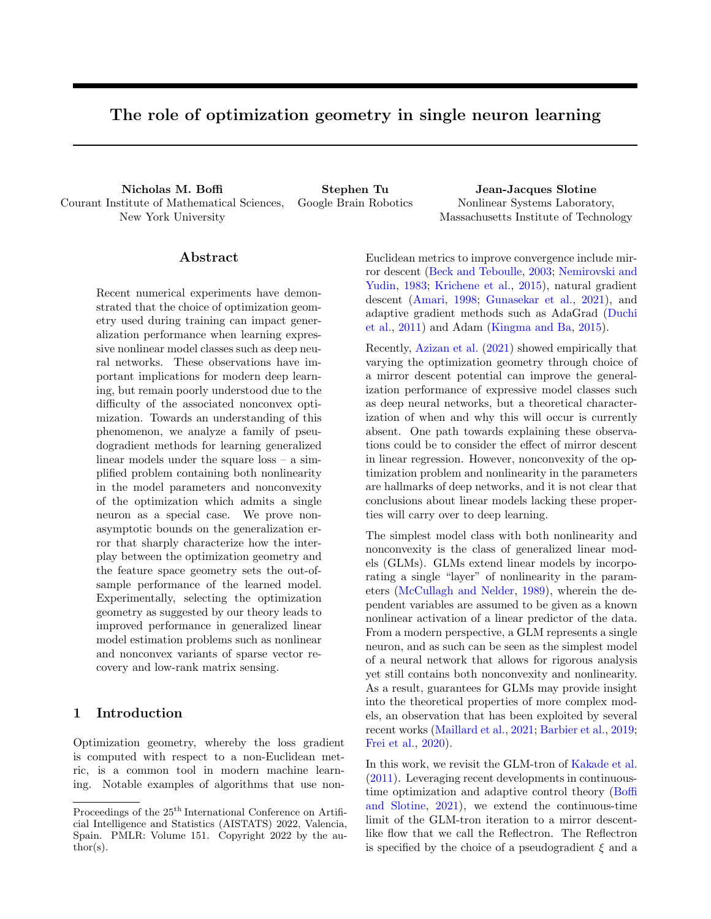# The role of optimization geometry in single neuron learning

**Nicholas M. Boffi**
Courant Institute of Mathematical Sciences,
New York University

**Stephen Tu**
Google Brain Robotics

**Jean-Jacques Slotine**
Nonlinear Systems Laboratory,
Massachusetts Institute of Technology

## Abstract

Recent numerical experiments have demonstrated that the choice of optimization geometry used during training can impact generalization performance when learning expressive nonlinear model classes such as deep neural networks. These observations have important implications for modern deep learning, but remain poorly understood due to the difficulty of the associated nonconvex optimization. Towards an understanding of this phenomenon, we analyze a family of pseudogradient methods for learning generalized linear models under the square loss – a simplified problem containing both nonlinearity in the model parameters and nonconvexity of the optimization which admits a single neuron as a special case. We prove non-asymptotic bounds on the generalization error that sharply characterize how the interplay between the optimization geometry and the feature space geometry sets the out-of-sample performance of the learned model. Experimentally, selecting the optimization geometry as suggested by our theory leads to improved performance in generalized linear model estimation problems such as nonlinear and nonconvex variants of sparse vector recovery and low-rank matrix sensing.

## 1 Introduction

Optimization geometry, whereby the loss gradient is computed with respect to a non-Euclidean metric, is a common tool in modern machine learning. Notable examples of algorithms that use non-Euclidean metrics to improve convergence include mirror descent (Beck and Teboulle, 2003; Nemirovski and Yudin, 1983; Krichene et al., 2015), natural gradient descent (Amari, 1998; Gunasekar et al., 2021), and adaptive gradient methods such as AdaGrad (Duchi et al., 2011) and Adam (Kingma and Ba, 2015).

Recently, Azizan et al. (2021) showed empirically that varying the optimization geometry through choice of a mirror descent potential can improve the generalization performance of expressive model classes such as deep neural networks, but a theoretical characterization of when and why this will occur is currently absent. One path towards explaining these observations could be to consider the effect of mirror descent in linear regression. However, nonconvexity of the optimization problem and nonlinearity in the parameters are hallmarks of deep networks, and it is not clear that conclusions about linear models lacking these properties will carry over to deep learning.

The simplest model class with both nonlinearity and nonconvexity is the class of generalized linear models (GLMs). GLMs extend linear models by incorporating a single "layer" of nonlinearity in the parameters (McCullagh and Nelder, 1989), wherein the dependent variables are assumed to be given as a known nonlinear activation of a linear predictor of the data. From a modern perspective, a GLM represents a single neuron, and as such can be seen as the simplest model of a neural network that allows for rigorous analysis yet still contains both nonconvexity and nonlinearity. As a result, guarantees for GLMs may provide insight into the theoretical properties of more complex models, an observation that has been exploited by several recent works (Maillard et al., 2021; Barbier et al., 2019; Frei et al., 2020).

In this work, we revisit the GLM-tron of Kakade et al. (2011). Leveraging recent developments in continuous-time optimization and adaptive control theory (Boffi and Slotine, 2021), we extend the continuous-time limit of the GLM-tron iteration to a mirror descent-like flow that we call the Reflectron. The Reflectron is specified by the choice of a pseudogradient $\xi$ and a

Proceedings of the 25[th] International Conference on Artificial Intelligence and Statistics (AISTATS) 2022, Valencia, Spain. PMLR: Volume 151. Copyright 2022 by the author(s).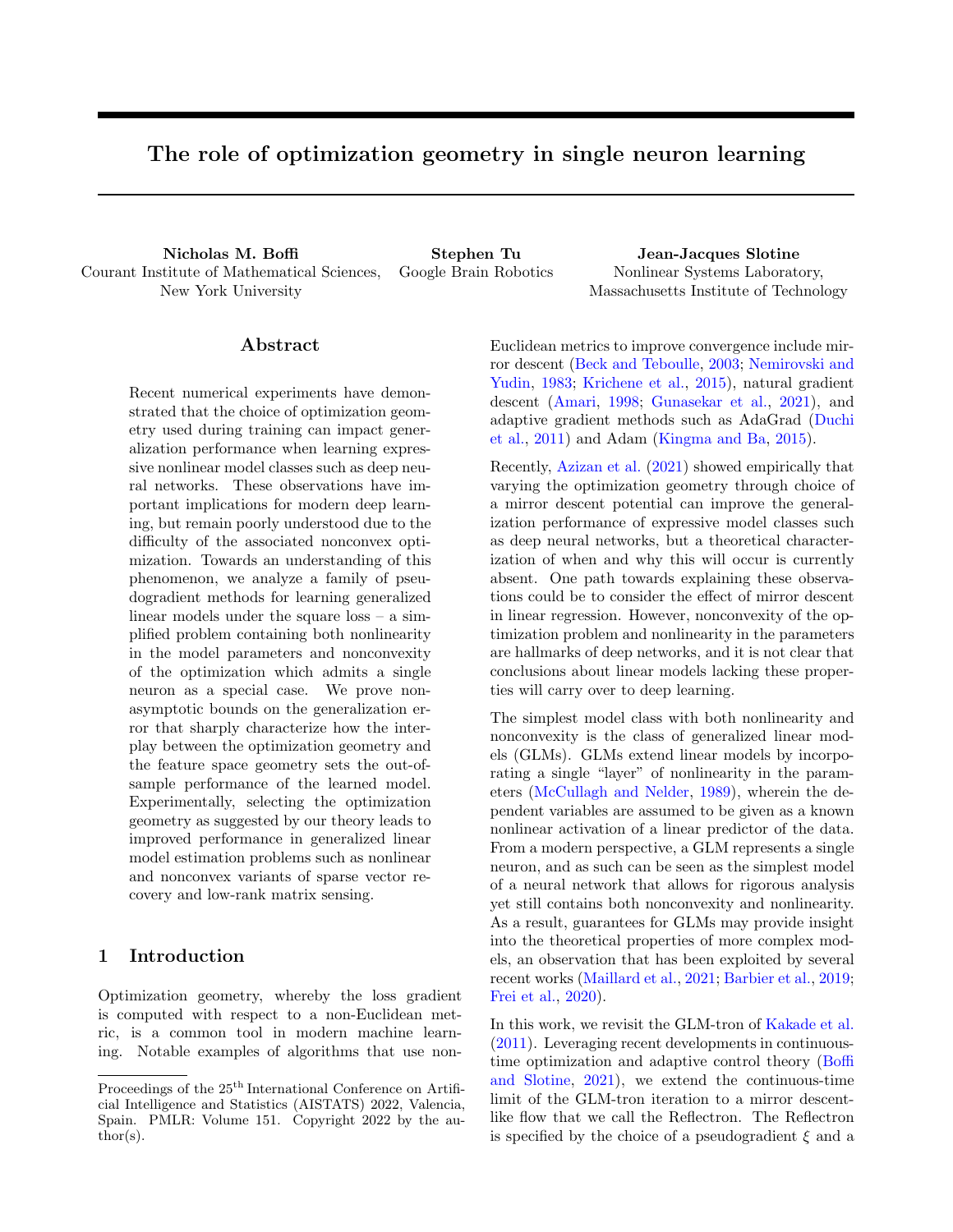# The role of optimization geometry in single neuron learning

**Nicholas M. Boffi**
Courant Institute of Mathematical Sciences,
New York University

**Stephen Tu**
Google Brain Robotics

**Jean-Jacques Slotine**
Nonlinear Systems Laboratory,
Massachusetts Institute of Technology

## Abstract

Recent numerical experiments have demonstrated that the choice of optimization geometry used during training can impact generalization performance when learning expressive nonlinear model classes such as deep neural networks. These observations have important implications for modern deep learning, but remain poorly understood due to the difficulty of the associated nonconvex optimization. Towards an understanding of this phenomenon, we analyze a family of pseudogradient methods for learning generalized linear models under the square loss – a simplified problem containing both nonlinearity in the model parameters and nonconvexity of the optimization which admits a single neuron as a special case. We prove non-asymptotic bounds on the generalization error that sharply characterize how the interplay between the optimization geometry and the feature space geometry sets the out-of-sample performance of the learned model. Experimentally, selecting the optimization geometry as suggested by our theory leads to improved performance in generalized linear model estimation problems such as nonlinear and nonconvex variants of sparse vector recovery and low-rank matrix sensing.

## 1 Introduction

Optimization geometry, whereby the loss gradient is computed with respect to a non-Euclidean metric, is a common tool in modern machine learning. Notable examples of algorithms that use non-Euclidean metrics to improve convergence include mirror descent (Beck and Teboulle, 2003; Nemirovski and Yudin, 1983; Krichene et al., 2015), natural gradient descent (Amari, 1998; Gunasekar et al., 2021), and adaptive gradient methods such as AdaGrad (Duchi et al., 2011) and Adam (Kingma and Ba, 2015).

Recently, Azizan et al. (2021) showed empirically that varying the optimization geometry through choice of a mirror descent potential can improve the generalization performance of expressive model classes such as deep neural networks, but a theoretical characterization of when and why this will occur is currently absent. One path towards explaining these observations could be to consider the effect of mirror descent in linear regression. However, nonconvexity of the optimization problem and nonlinearity in the parameters are hallmarks of deep networks, and it is not clear that conclusions about linear models lacking these properties will carry over to deep learning.

The simplest model class with both nonlinearity and nonconvexity is the class of generalized linear models (GLMs). GLMs extend linear models by incorporating a single "layer" of nonlinearity in the parameters (McCullagh and Nelder, 1989), wherein the dependent variables are assumed to be given as a known nonlinear activation of a linear predictor of the data. From a modern perspective, a GLM represents a single neuron, and as such can be seen as the simplest model of a neural network that allows for rigorous analysis yet still contains both nonconvexity and nonlinearity. As a result, guarantees for GLMs may provide insight into the theoretical properties of more complex models, an observation that has been exploited by several recent works (Maillard et al., 2021; Barbier et al., 2019; Frei et al., 2020).

In this work, we revisit the GLM-tron of Kakade et al. (2011). Leveraging recent developments in continuous-time optimization and adaptive control theory (Boffi and Slotine, 2021), we extend the continuous-time limit of the GLM-tron iteration to a mirror descent-like flow that we call the Reflectron. The Reflectron is specified by the choice of a pseudogradient $\xi$ and a

Proceedings of the 25[th] International Conference on Artificial Intelligence and Statistics (AISTATS) 2022, Valencia, Spain. PMLR: Volume 151. Copyright 2022 by the author(s).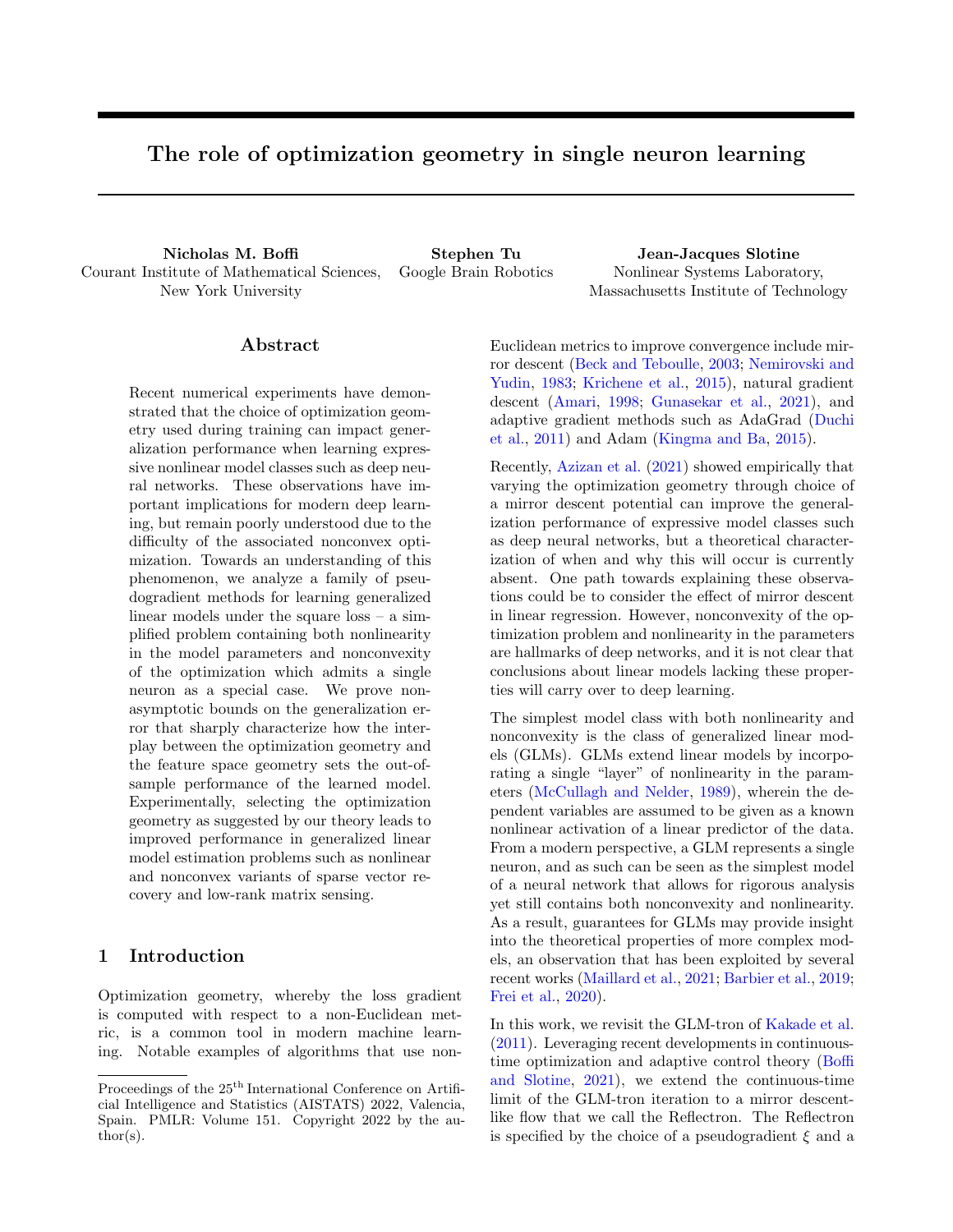# The role of optimization geometry in single neuron learning

**Nicholas M. Boffi**
Courant Institute of Mathematical Sciences,
New York University

**Stephen Tu**
Google Brain Robotics

**Jean-Jacques Slotine**
Nonlinear Systems Laboratory,
Massachusetts Institute of Technology

## Abstract

Recent numerical experiments have demonstrated that the choice of optimization geometry used during training can impact generalization performance when learning expressive nonlinear model classes such as deep neural networks. These observations have important implications for modern deep learning, but remain poorly understood due to the difficulty of the associated nonconvex optimization. Towards an understanding of this phenomenon, we analyze a family of pseudogradient methods for learning generalized linear models under the square loss – a simplified problem containing both nonlinearity in the model parameters and nonconvexity of the optimization which admits a single neuron as a special case. We prove non-asymptotic bounds on the generalization error that sharply characterize how the interplay between the optimization geometry and the feature space geometry sets the out-of-sample performance of the learned model. Experimentally, selecting the optimization geometry as suggested by our theory leads to improved performance in generalized linear model estimation problems such as nonlinear and nonconvex variants of sparse vector recovery and low-rank matrix sensing.

## 1 Introduction

Optimization geometry, whereby the loss gradient is computed with respect to a non-Euclidean metric, is a common tool in modern machine learning. Notable examples of algorithms that use non-Euclidean metrics to improve convergence include mirror descent (Beck and Teboulle, 2003; Nemirovski and Yudin, 1983; Krichene et al., 2015), natural gradient descent (Amari, 1998; Gunasekar et al., 2021), and adaptive gradient methods such as AdaGrad (Duchi et al., 2011) and Adam (Kingma and Ba, 2015).

Recently, Azizan et al. (2021) showed empirically that varying the optimization geometry through choice of a mirror descent potential can improve the generalization performance of expressive model classes such as deep neural networks, but a theoretical characterization of when and why this will occur is currently absent. One path towards explaining these observations could be to consider the effect of mirror descent in linear regression. However, nonconvexity of the optimization problem and nonlinearity in the parameters are hallmarks of deep networks, and it is not clear that conclusions about linear models lacking these properties will carry over to deep learning.

The simplest model class with both nonlinearity and nonconvexity is the class of generalized linear models (GLMs). GLMs extend linear models by incorporating a single "layer" of nonlinearity in the parameters (McCullagh and Nelder, 1989), wherein the dependent variables are assumed to be given as a known nonlinear activation of a linear predictor of the data. From a modern perspective, a GLM represents a single neuron, and as such can be seen as the simplest model of a neural network that allows for rigorous analysis yet still contains both nonconvexity and nonlinearity. As a result, guarantees for GLMs may provide insight into the theoretical properties of more complex models, an observation that has been exploited by several recent works (Maillard et al., 2021; Barbier et al., 2019; Frei et al., 2020).

In this work, we revisit the GLM-tron of Kakade et al. (2011). Leveraging recent developments in continuous-time optimization and adaptive control theory (Boffi and Slotine, 2021), we extend the continuous-time limit of the GLM-tron iteration to a mirror descent-like flow that we call the Reflectron. The Reflectron is specified by the choice of a pseudogradient $\xi$ and a

Proceedings of the 25[th] International Conference on Artificial Intelligence and Statistics (AISTATS) 2022, Valencia, Spain. PMLR: Volume 151. Copyright 2022 by the author(s).